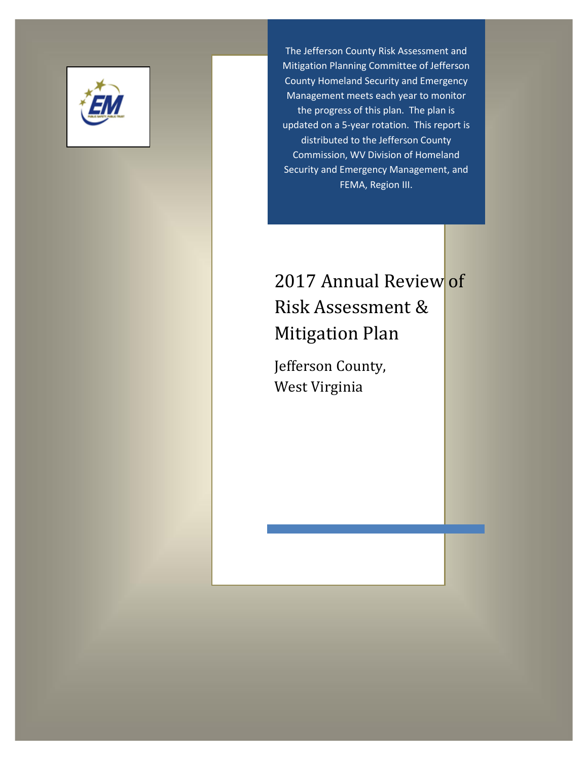The Jefferson County Risk Assessment and Mitigation Planning Committee of Jefferson County Homeland Security and Emergency Management meets each year to monitor the progress of this plan. The plan is updated on a 5-year rotation. This report is distributed to the Jefferson County Commission, WV Division of Homeland Security and Emergency Management, and FEMA, Region III.

# 2017 Annual Review of Risk Assessment & Mitigation Plan

## Jefferson County, West Virginia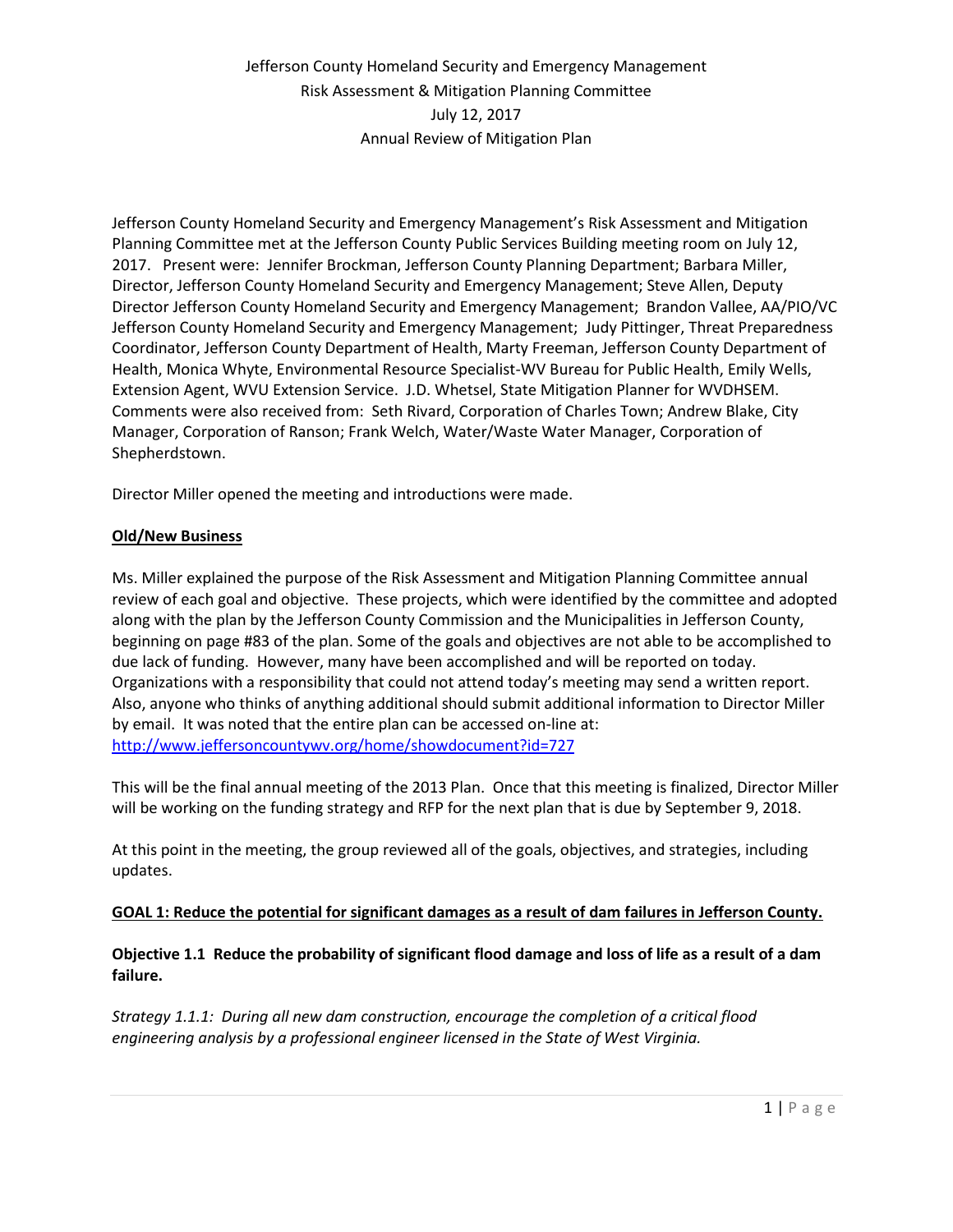Jefferson County Homeland Security and Emergency Management
Risk Assessment & Mitigation Planning Committee
July 12, 2017
Annual Review of Mitigation Plan

Jefferson County Homeland Security and Emergency Management's Risk Assessment and Mitigation Planning Committee met at the Jefferson County Public Services Building meeting room on July 12, 2017. Present were: Jennifer Brockman, Jefferson County Planning Department; Barbara Miller, Director, Jefferson County Homeland Security and Emergency Management; Steve Allen, Deputy Director Jefferson County Homeland Security and Emergency Management; Brandon Vallee, AA/PIO/VC Jefferson County Homeland Security and Emergency Management; Judy Pittinger, Threat Preparedness Coordinator, Jefferson County Department of Health, Marty Freeman, Jefferson County Department of Health, Monica Whyte, Environmental Resource Specialist-WV Bureau for Public Health, Emily Wells, Extension Agent, WVU Extension Service. J.D. Whetsel, State Mitigation Planner for WVDHSEM. Comments were also received from: Seth Rivard, Corporation of Charles Town; Andrew Blake, City Manager, Corporation of Ranson; Frank Welch, Water/Waste Water Manager, Corporation of Shepherdstown.

Director Miller opened the meeting and introductions were made.

**Old/New Business**

Ms. Miller explained the purpose of the Risk Assessment and Mitigation Planning Committee annual review of each goal and objective. These projects, which were identified by the committee and adopted along with the plan by the Jefferson County Commission and the Municipalities in Jefferson County, beginning on page #83 of the plan. Some of the goals and objectives are not able to be accomplished to due lack of funding. However, many have been accomplished and will be reported on today. Organizations with a responsibility that could not attend today's meeting may send a written report. Also, anyone who thinks of anything additional should submit additional information to Director Miller by email. It was noted that the entire plan can be accessed on-line at: http://www.jeffersoncountywv.org/home/showdocument?id=727

This will be the final annual meeting of the 2013 Plan. Once that this meeting is finalized, Director Miller will be working on the funding strategy and RFP for the next plan that is due by September 9, 2018.

At this point in the meeting, the group reviewed all of the goals, objectives, and strategies, including updates.

**GOAL 1: Reduce the potential for significant damages as a result of dam failures in Jefferson County.**

**Objective 1.1 Reduce the probability of significant flood damage and loss of life as a result of a dam failure.**

*Strategy 1.1.1: During all new dam construction, encourage the completion of a critical flood engineering analysis by a professional engineer licensed in the State of West Virginia.*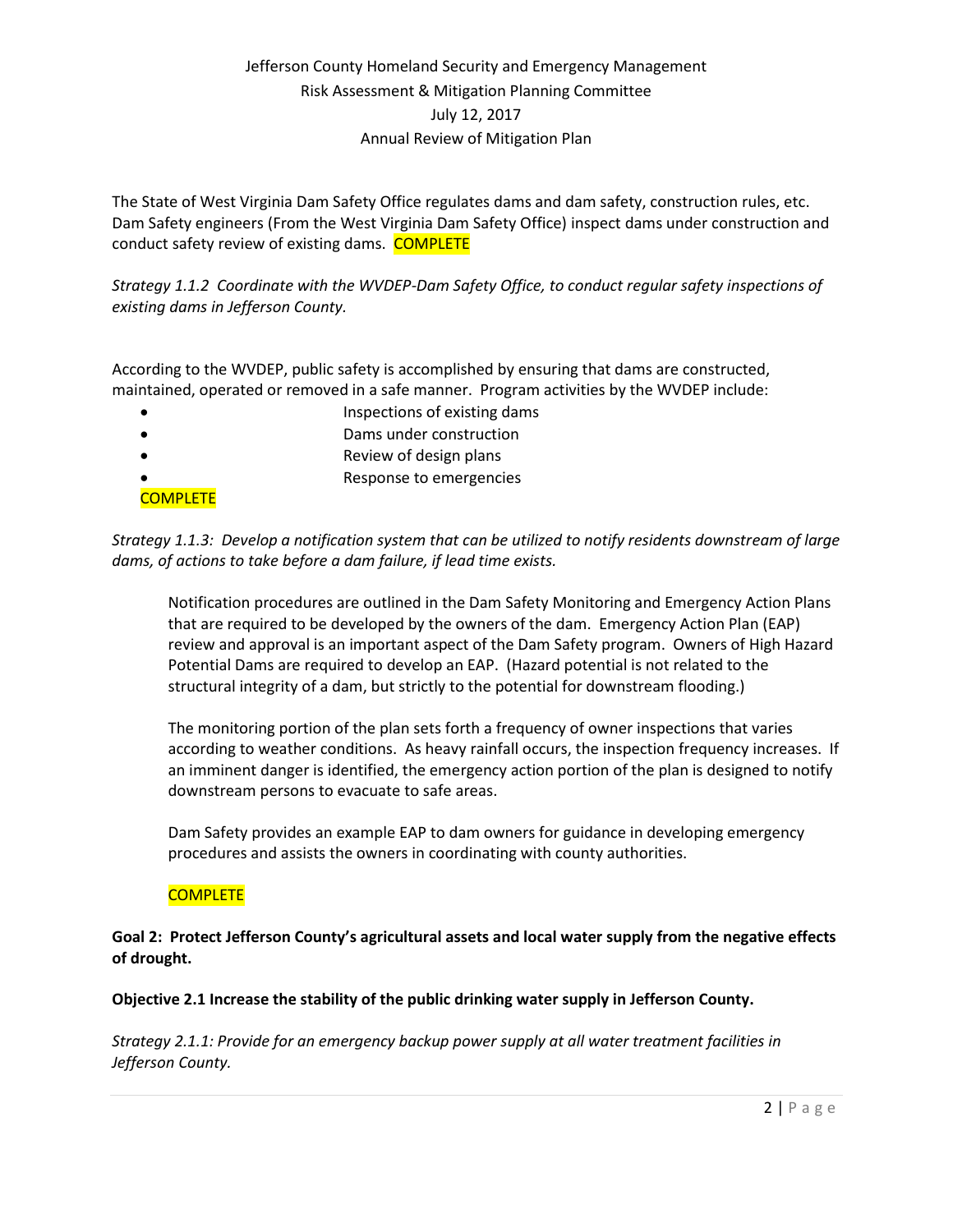The State of West Virginia Dam Safety Office regulates dams and dam safety, construction rules, etc. Dam Safety engineers (From the West Virginia Dam Safety Office) inspect dams under construction and conduct safety review of existing dams. COMPLETE

*Strategy 1.1.2 Coordinate with the WVDEP-Dam Safety Office, to conduct regular safety inspections of existing dams in Jefferson County.*

According to the WVDEP, public safety is accomplished by ensuring that dams are constructed, maintained, operated or removed in a safe manner. Program activities by the WVDEP include:

- Inspections of existing dams
- Dams under construction
- Review of design plans
- Response to emergencies

COMPLETE

*Strategy 1.1.3: Develop a notification system that can be utilized to notify residents downstream of large dams, of actions to take before a dam failure, if lead time exists.*

Notification procedures are outlined in the Dam Safety Monitoring and Emergency Action Plans that are required to be developed by the owners of the dam. Emergency Action Plan (EAP) review and approval is an important aspect of the Dam Safety program. Owners of High Hazard Potential Dams are required to develop an EAP. (Hazard potential is not related to the structural integrity of a dam, but strictly to the potential for downstream flooding.)

The monitoring portion of the plan sets forth a frequency of owner inspections that varies according to weather conditions. As heavy rainfall occurs, the inspection frequency increases. If an imminent danger is identified, the emergency action portion of the plan is designed to notify downstream persons to evacuate to safe areas.

Dam Safety provides an example EAP to dam owners for guidance in developing emergency procedures and assists the owners in coordinating with county authorities.

COMPLETE

**Goal 2: Protect Jefferson County's agricultural assets and local water supply from the negative effects of drought.**

**Objective 2.1 Increase the stability of the public drinking water supply in Jefferson County.**

*Strategy 2.1.1: Provide for an emergency backup power supply at all water treatment facilities in Jefferson County.*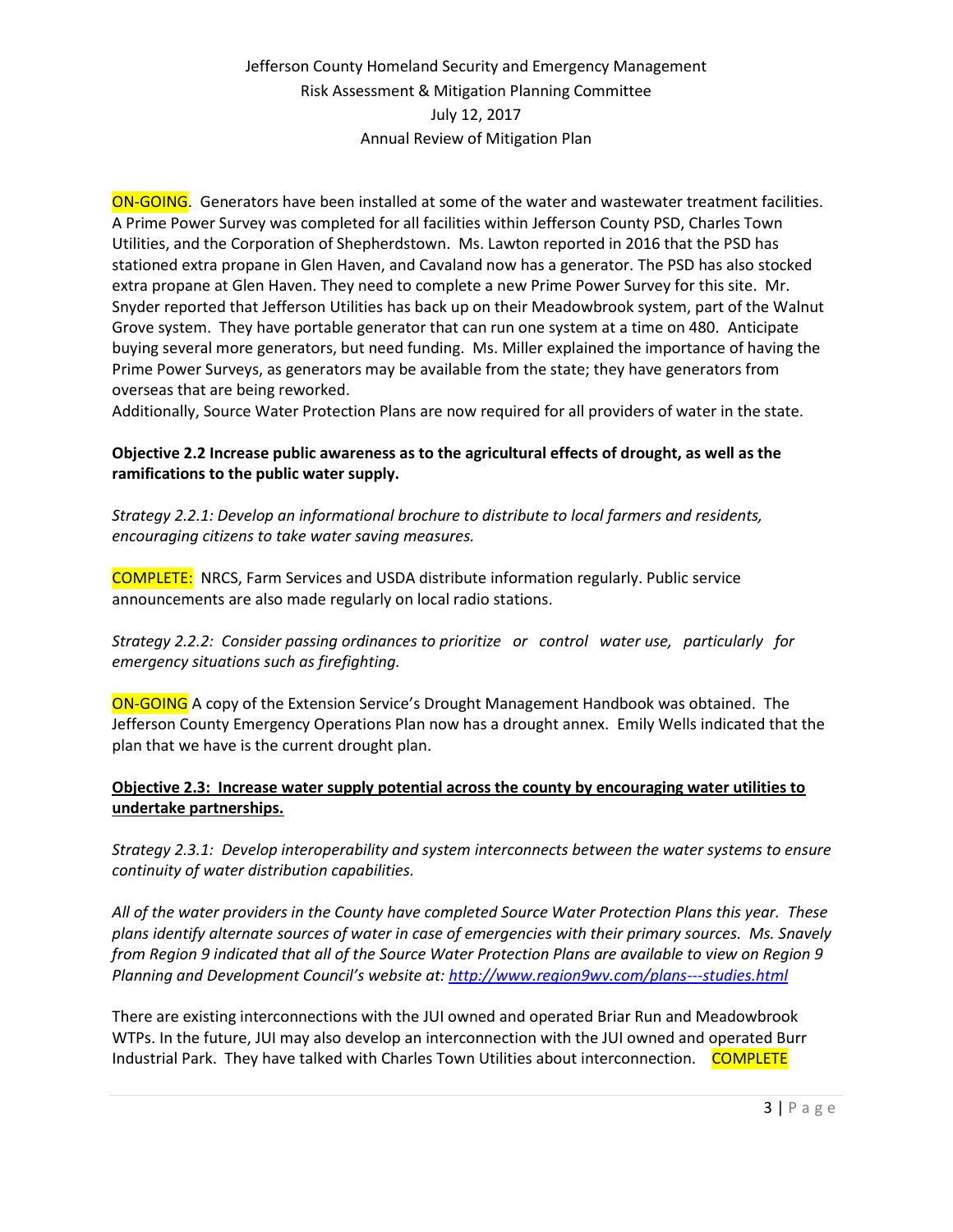ON-GOING. Generators have been installed at some of the water and wastewater treatment facilities. A Prime Power Survey was completed for all facilities within Jefferson County PSD, Charles Town Utilities, and the Corporation of Shepherdstown. Ms. Lawton reported in 2016 that the PSD has stationed extra propane in Glen Haven, and Cavaland now has a generator. The PSD has also stocked extra propane at Glen Haven. They need to complete a new Prime Power Survey for this site. Mr. Snyder reported that Jefferson Utilities has back up on their Meadowbrook system, part of the Walnut Grove system. They have portable generator that can run one system at a time on 480. Anticipate buying several more generators, but need funding. Ms. Miller explained the importance of having the Prime Power Surveys, as generators may be available from the state; they have generators from overseas that are being reworked.
Additionally, Source Water Protection Plans are now required for all providers of water in the state.

**Objective 2.2 Increase public awareness as to the agricultural effects of drought, as well as the ramifications to the public water supply.**

*Strategy 2.2.1: Develop an informational brochure to distribute to local farmers and residents, encouraging citizens to take water saving measures.*

COMPLETE: NRCS, Farm Services and USDA distribute information regularly. Public service announcements are also made regularly on local radio stations.

*Strategy 2.2.2: Consider passing ordinances to prioritize or control water use, particularly for emergency situations such as firefighting.*

ON-GOING A copy of the Extension Service's Drought Management Handbook was obtained. The Jefferson County Emergency Operations Plan now has a drought annex. Emily Wells indicated that the plan that we have is the current drought plan.

**Objective 2.3: Increase water supply potential across the county by encouraging water utilities to undertake partnerships.**

*Strategy 2.3.1: Develop interoperability and system interconnects between the water systems to ensure continuity of water distribution capabilities.*

*All of the water providers in the County have completed Source Water Protection Plans this year. These plans identify alternate sources of water in case of emergencies with their primary sources. Ms. Snavely from Region 9 indicated that all of the Source Water Protection Plans are available to view on Region 9 Planning and Development Council's website at: [http://www.region9wv.com/plans---studies.html](http://www.region9wv.com/plans---studies.html)*

There are existing interconnections with the JUI owned and operated Briar Run and Meadowbrook WTPs. In the future, JUI may also develop an interconnection with the JUI owned and operated Burr Industrial Park. They have talked with Charles Town Utilities about interconnection. COMPLETE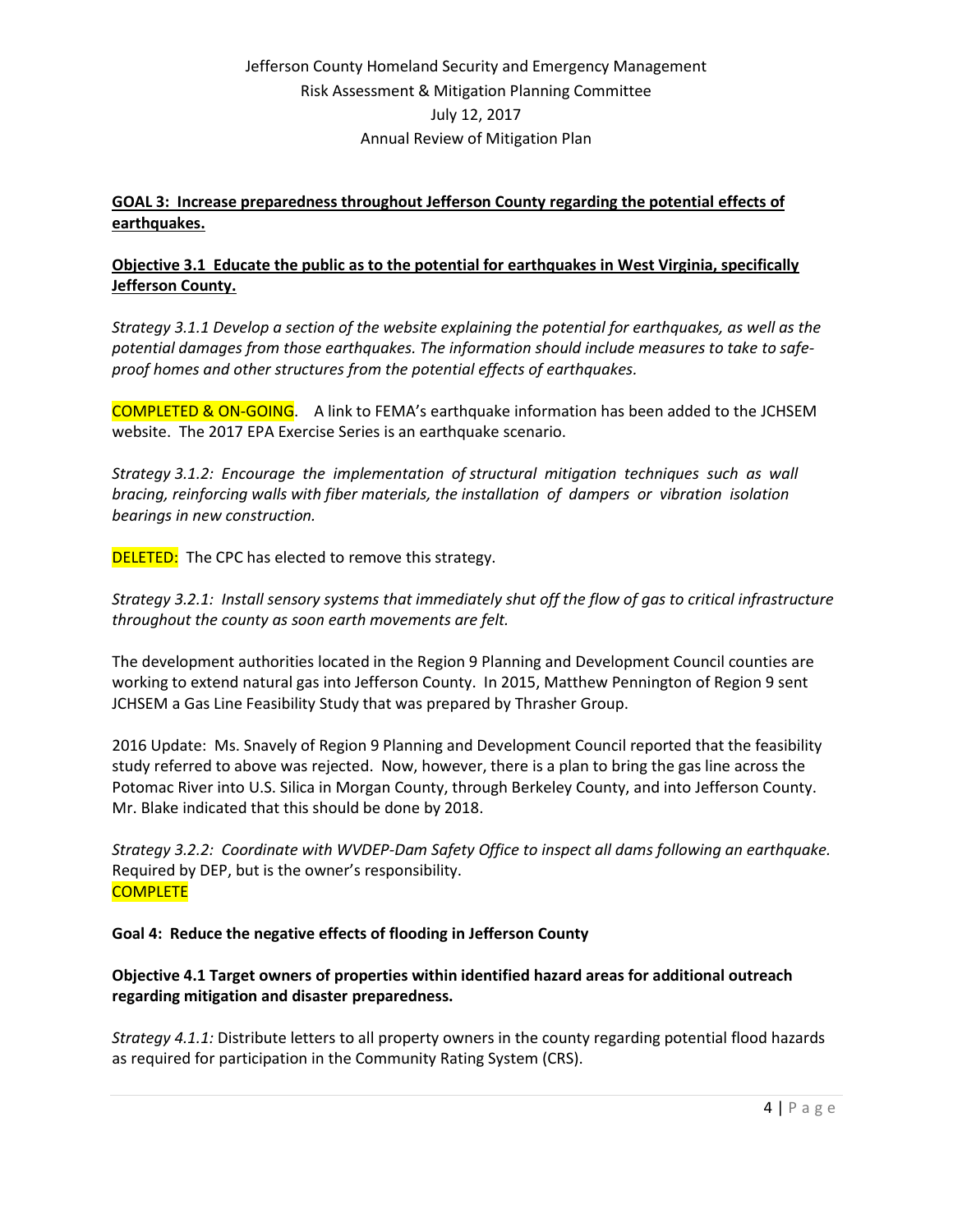**GOAL 3: Increase preparedness throughout Jefferson County regarding the potential effects of earthquakes.**

**Objective 3.1 Educate the public as to the potential for earthquakes in West Virginia, specifically Jefferson County.**

*Strategy 3.1.1 Develop a section of the website explaining the potential for earthquakes, as well as the potential damages from those earthquakes. The information should include measures to take to safe-proof homes and other structures from the potential effects of earthquakes.*

COMPLETED & ON-GOING. A link to FEMA's earthquake information has been added to the JCHSEM website. The 2017 EPA Exercise Series is an earthquake scenario.

*Strategy 3.1.2: Encourage the implementation of structural mitigation techniques such as wall bracing, reinforcing walls with fiber materials, the installation of dampers or vibration isolation bearings in new construction.*

DELETED: The CPC has elected to remove this strategy.

*Strategy 3.2.1: Install sensory systems that immediately shut off the flow of gas to critical infrastructure throughout the county as soon earth movements are felt.*

The development authorities located in the Region 9 Planning and Development Council counties are working to extend natural gas into Jefferson County. In 2015, Matthew Pennington of Region 9 sent JCHSEM a Gas Line Feasibility Study that was prepared by Thrasher Group.

2016 Update: Ms. Snavely of Region 9 Planning and Development Council reported that the feasibility study referred to above was rejected. Now, however, there is a plan to bring the gas line across the Potomac River into U.S. Silica in Morgan County, through Berkeley County, and into Jefferson County. Mr. Blake indicated that this should be done by 2018.

*Strategy 3.2.2: Coordinate with WVDEP-Dam Safety Office to inspect all dams following an earthquake.* Required by DEP, but is the owner's responsibility.
COMPLETE

**Goal 4: Reduce the negative effects of flooding in Jefferson County**

**Objective 4.1 Target owners of properties within identified hazard areas for additional outreach regarding mitigation and disaster preparedness.**

*Strategy 4.1.1:* Distribute letters to all property owners in the county regarding potential flood hazards as required for participation in the Community Rating System (CRS).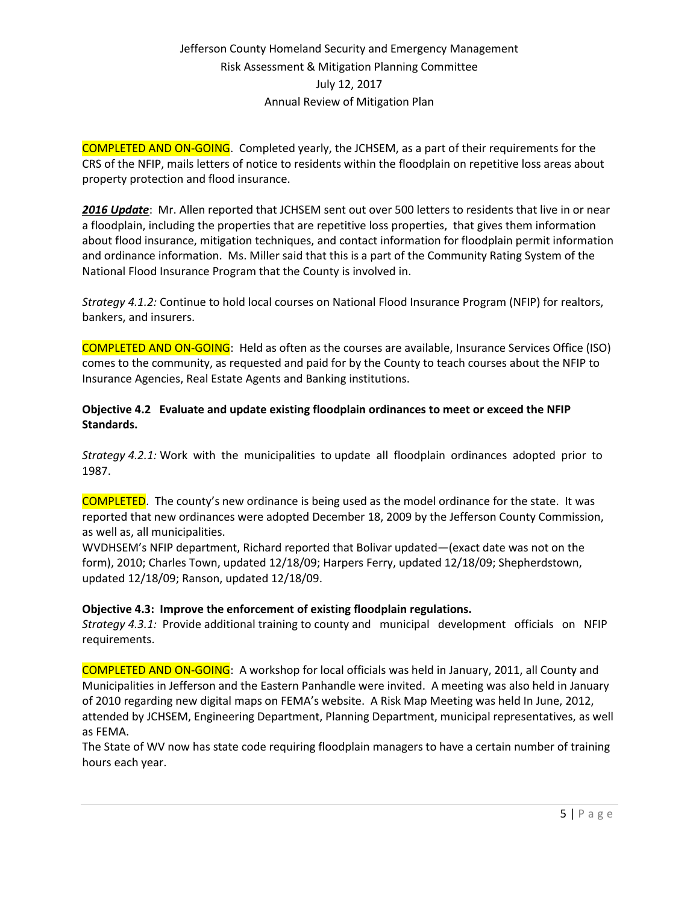COMPLETED AND ON-GOING. Completed yearly, the JCHSEM, as a part of their requirements for the CRS of the NFIP, mails letters of notice to residents within the floodplain on repetitive loss areas about property protection and flood insurance.

***2016 Update***: Mr. Allen reported that JCHSEM sent out over 500 letters to residents that live in or near a floodplain, including the properties that are repetitive loss properties, that gives them information about flood insurance, mitigation techniques, and contact information for floodplain permit information and ordinance information. Ms. Miller said that this is a part of the Community Rating System of the National Flood Insurance Program that the County is involved in.

*Strategy 4.1.2:* Continue to hold local courses on National Flood Insurance Program (NFIP) for realtors, bankers, and insurers.

COMPLETED AND ON-GOING: Held as often as the courses are available, Insurance Services Office (ISO) comes to the community, as requested and paid for by the County to teach courses about the NFIP to Insurance Agencies, Real Estate Agents and Banking institutions.

**Objective 4.2 Evaluate and update existing floodplain ordinances to meet or exceed the NFIP Standards.**

*Strategy 4.2.1:* Work with the municipalities to update all floodplain ordinances adopted prior to 1987.

COMPLETED. The county's new ordinance is being used as the model ordinance for the state. It was reported that new ordinances were adopted December 18, 2009 by the Jefferson County Commission, as well as, all municipalities.

WVDHSEM's NFIP department, Richard reported that Bolivar updated—(exact date was not on the form), 2010; Charles Town, updated 12/18/09; Harpers Ferry, updated 12/18/09; Shepherdstown, updated 12/18/09; Ranson, updated 12/18/09.

**Objective 4.3: Improve the enforcement of existing floodplain regulations.**

*Strategy 4.3.1:* Provide additional training to county and municipal development officials on NFIP requirements.

COMPLETED AND ON-GOING: A workshop for local officials was held in January, 2011, all County and Municipalities in Jefferson and the Eastern Panhandle were invited. A meeting was also held in January of 2010 regarding new digital maps on FEMA's website. A Risk Map Meeting was held In June, 2012, attended by JCHSEM, Engineering Department, Planning Department, municipal representatives, as well as FEMA.

The State of WV now has state code requiring floodplain managers to have a certain number of training hours each year.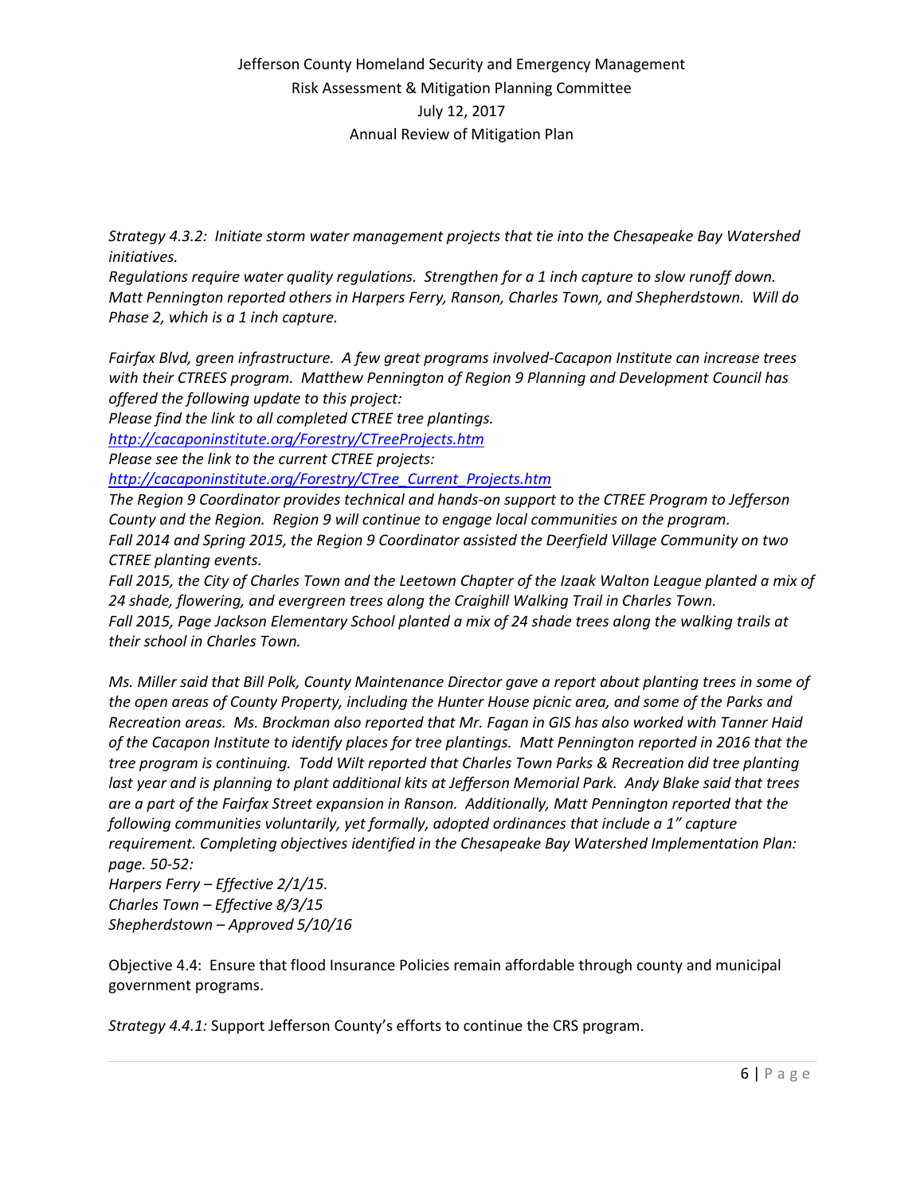*Strategy 4.3.2: Initiate storm water management projects that tie into the Chesapeake Bay Watershed initiatives.*
*Regulations require water quality regulations. Strengthen for a 1 inch capture to slow runoff down. Matt Pennington reported others in Harpers Ferry, Ranson, Charles Town, and Shepherdstown. Will do Phase 2, which is a 1 inch capture.*

*Fairfax Blvd, green infrastructure. A few great programs involved-Cacapon Institute can increase trees with their CTREES program. Matthew Pennington of Region 9 Planning and Development Council has offered the following update to this project:*
*Please find the link to all completed CTREE tree plantings.*
*[http://cacaponinstitute.org/Forestry/CTreeProjects.htm](http://cacaponinstitute.org/Forestry/CTreeProjects.htm)*
*Please see the link to the current CTREE projects:*
*[http://cacaponinstitute.org/Forestry/CTree_Current_Projects.htm](http://cacaponinstitute.org/Forestry/CTree_Current_Projects.htm)*
*The Region 9 Coordinator provides technical and hands-on support to the CTREE Program to Jefferson County and the Region. Region 9 will continue to engage local communities on the program.*
*Fall 2014 and Spring 2015, the Region 9 Coordinator assisted the Deerfield Village Community on two CTREE planting events.*
*Fall 2015, the City of Charles Town and the Leetown Chapter of the Izaak Walton League planted a mix of 24 shade, flowering, and evergreen trees along the Craighill Walking Trail in Charles Town.*
*Fall 2015, Page Jackson Elementary School planted a mix of 24 shade trees along the walking trails at their school in Charles Town.*

*Ms. Miller said that Bill Polk, County Maintenance Director gave a report about planting trees in some of the open areas of County Property, including the Hunter House picnic area, and some of the Parks and Recreation areas. Ms. Brockman also reported that Mr. Fagan in GIS has also worked with Tanner Haid of the Cacapon Institute to identify places for tree plantings. Matt Pennington reported in 2016 that the tree program is continuing. Todd Wilt reported that Charles Town Parks & Recreation did tree planting last year and is planning to plant additional kits at Jefferson Memorial Park. Andy Blake said that trees are a part of the Fairfax Street expansion in Ranson. Additionally, Matt Pennington reported that the following communities voluntarily, yet formally, adopted ordinances that include a 1" capture requirement. Completing objectives identified in the Chesapeake Bay Watershed Implementation Plan: page. 50-52:*
*Harpers Ferry – Effective 2/1/15.*
*Charles Town – Effective 8/3/15*
*Shepherdstown – Approved 5/10/16*

Objective 4.4: Ensure that flood Insurance Policies remain affordable through county and municipal government programs.

*Strategy 4.4.1:* Support Jefferson County's efforts to continue the CRS program.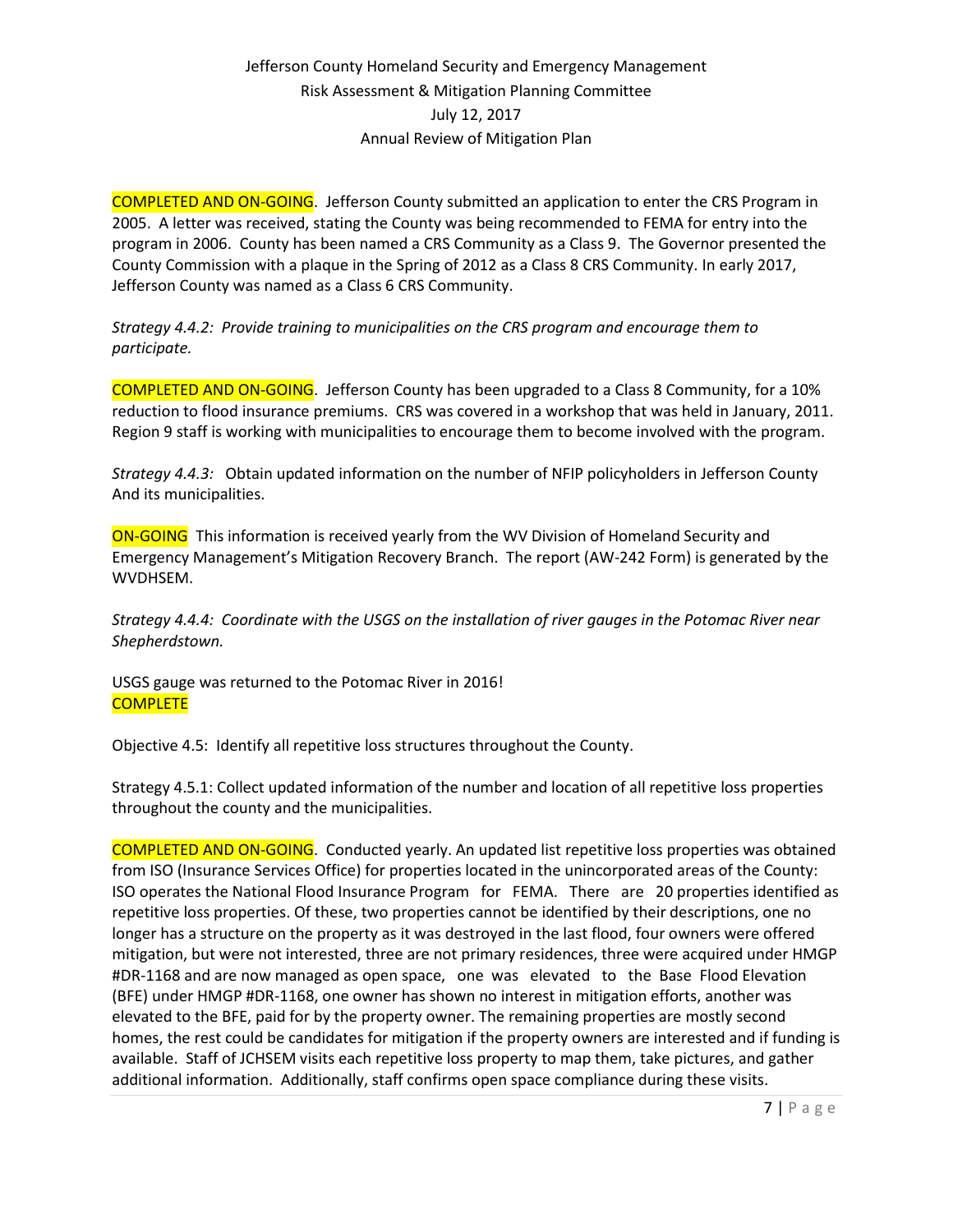COMPLETED AND ON-GOING. Jefferson County submitted an application to enter the CRS Program in 2005. A letter was received, stating the County was being recommended to FEMA for entry into the program in 2006. County has been named a CRS Community as a Class 9. The Governor presented the County Commission with a plaque in the Spring of 2012 as a Class 8 CRS Community. In early 2017, Jefferson County was named as a Class 6 CRS Community.

*Strategy 4.4.2: Provide training to municipalities on the CRS program and encourage them to participate.*

COMPLETED AND ON-GOING. Jefferson County has been upgraded to a Class 8 Community, for a 10% reduction to flood insurance premiums. CRS was covered in a workshop that was held in January, 2011. Region 9 staff is working with municipalities to encourage them to become involved with the program.

*Strategy 4.4.3:* Obtain updated information on the number of NFIP policyholders in Jefferson County And its municipalities.

ON-GOING This information is received yearly from the WV Division of Homeland Security and Emergency Management's Mitigation Recovery Branch. The report (AW-242 Form) is generated by the WVDHSEM.

*Strategy 4.4.4: Coordinate with the USGS on the installation of river gauges in the Potomac River near Shepherdstown.*

USGS gauge was returned to the Potomac River in 2016!
COMPLETE

Objective 4.5: Identify all repetitive loss structures throughout the County.

Strategy 4.5.1: Collect updated information of the number and location of all repetitive loss properties throughout the county and the municipalities.

COMPLETED AND ON-GOING. Conducted yearly. An updated list repetitive loss properties was obtained from ISO (Insurance Services Office) for properties located in the unincorporated areas of the County: ISO operates the National Flood Insurance Program for FEMA. There are 20 properties identified as repetitive loss properties. Of these, two properties cannot be identified by their descriptions, one no longer has a structure on the property as it was destroyed in the last flood, four owners were offered mitigation, but were not interested, three are not primary residences, three were acquired under HMGP #DR-1168 and are now managed as open space, one was elevated to the Base Flood Elevation (BFE) under HMGP #DR-1168, one owner has shown no interest in mitigation efforts, another was elevated to the BFE, paid for by the property owner. The remaining properties are mostly second homes, the rest could be candidates for mitigation if the property owners are interested and if funding is available. Staff of JCHSEM visits each repetitive loss property to map them, take pictures, and gather additional information. Additionally, staff confirms open space compliance during these visits.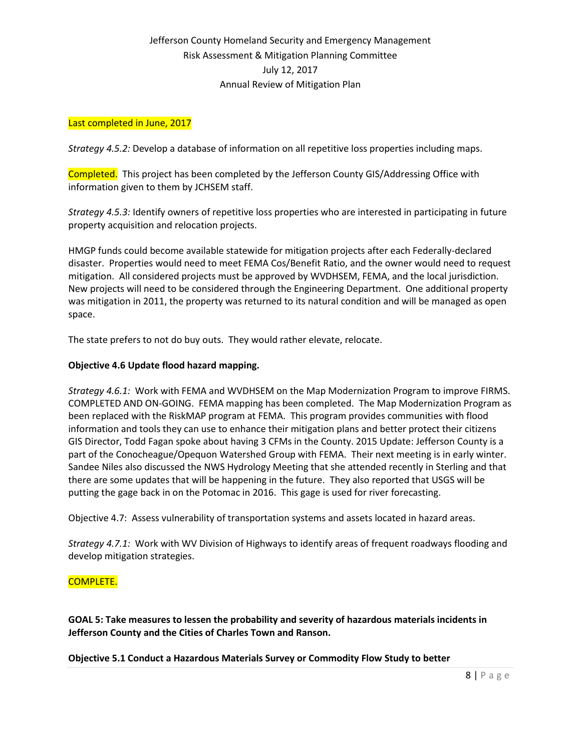Last completed in June, 2017

*Strategy 4.5.2:* Develop a database of information on all repetitive loss properties including maps.

Completed. This project has been completed by the Jefferson County GIS/Addressing Office with information given to them by JCHSEM staff.

*Strategy 4.5.3:* Identify owners of repetitive loss properties who are interested in participating in future property acquisition and relocation projects.

HMGP funds could become available statewide for mitigation projects after each Federally-declared disaster. Properties would need to meet FEMA Cos/Benefit Ratio, and the owner would need to request mitigation. All considered projects must be approved by WVDHSEM, FEMA, and the local jurisdiction. New projects will need to be considered through the Engineering Department. One additional property was mitigation in 2011, the property was returned to its natural condition and will be managed as open space.

The state prefers to not do buy outs. They would rather elevate, relocate.

**Objective 4.6 Update flood hazard mapping.**

*Strategy 4.6.1:* Work with FEMA and WVDHSEM on the Map Modernization Program to improve FIRMS. COMPLETED AND ON-GOING. FEMA mapping has been completed. The Map Modernization Program as been replaced with the RiskMAP program at FEMA. This program provides communities with flood information and tools they can use to enhance their mitigation plans and better protect their citizens GIS Director, Todd Fagan spoke about having 3 CFMs in the County. 2015 Update: Jefferson County is a part of the Conocheague/Opequon Watershed Group with FEMA. Their next meeting is in early winter. Sandee Niles also discussed the NWS Hydrology Meeting that she attended recently in Sterling and that there are some updates that will be happening in the future. They also reported that USGS will be putting the gage back in on the Potomac in 2016. This gage is used for river forecasting.

Objective 4.7: Assess vulnerability of transportation systems and assets located in hazard areas.

*Strategy 4.7.1:* Work with WV Division of Highways to identify areas of frequent roadways flooding and develop mitigation strategies.

COMPLETE.

**GOAL 5: Take measures to lessen the probability and severity of hazardous materials incidents in Jefferson County and the Cities of Charles Town and Ranson.**

**Objective 5.1 Conduct a Hazardous Materials Survey or Commodity Flow Study to better**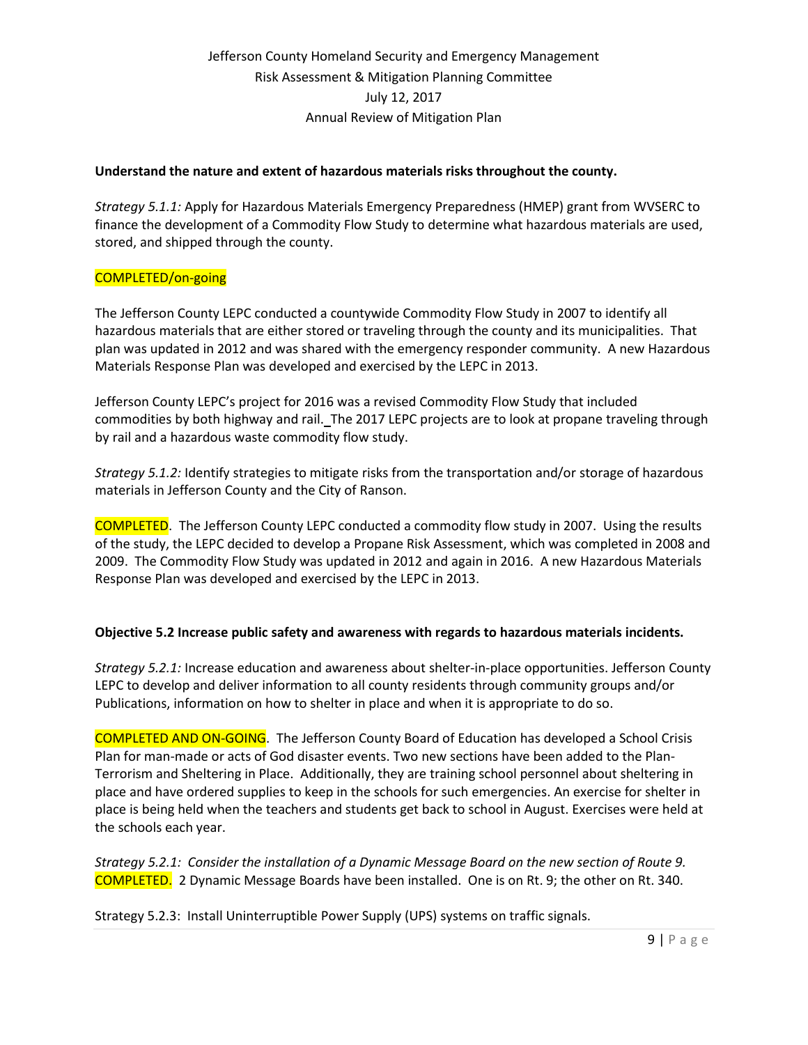**Understand the nature and extent of hazardous materials risks throughout the county.**

*Strategy 5.1.1:* Apply for Hazardous Materials Emergency Preparedness (HMEP) grant from WVSERC to finance the development of a Commodity Flow Study to determine what hazardous materials are used, stored, and shipped through the county.

COMPLETED/on-going

The Jefferson County LEPC conducted a countywide Commodity Flow Study in 2007 to identify all hazardous materials that are either stored or traveling through the county and its municipalities. That plan was updated in 2012 and was shared with the emergency responder community. A new Hazardous Materials Response Plan was developed and exercised by the LEPC in 2013.

Jefferson County LEPC's project for 2016 was a revised Commodity Flow Study that included commodities by both highway and rail. The 2017 LEPC projects are to look at propane traveling through by rail and a hazardous waste commodity flow study.

*Strategy 5.1.2:* Identify strategies to mitigate risks from the transportation and/or storage of hazardous materials in Jefferson County and the City of Ranson.

COMPLETED. The Jefferson County LEPC conducted a commodity flow study in 2007. Using the results of the study, the LEPC decided to develop a Propane Risk Assessment, which was completed in 2008 and 2009. The Commodity Flow Study was updated in 2012 and again in 2016. A new Hazardous Materials Response Plan was developed and exercised by the LEPC in 2013.

**Objective 5.2 Increase public safety and awareness with regards to hazardous materials incidents.**

*Strategy 5.2.1:* Increase education and awareness about shelter-in-place opportunities. Jefferson County LEPC to develop and deliver information to all county residents through community groups and/or Publications, information on how to shelter in place and when it is appropriate to do so.

COMPLETED AND ON-GOING. The Jefferson County Board of Education has developed a School Crisis Plan for man-made or acts of God disaster events. Two new sections have been added to the Plan-Terrorism and Sheltering in Place. Additionally, they are training school personnel about sheltering in place and have ordered supplies to keep in the schools for such emergencies. An exercise for shelter in place is being held when the teachers and students get back to school in August. Exercises were held at the schools each year.

*Strategy 5.2.1: Consider the installation of a Dynamic Message Board on the new section of Route 9.*
COMPLETED. 2 Dynamic Message Boards have been installed. One is on Rt. 9; the other on Rt. 340.

Strategy 5.2.3: Install Uninterruptible Power Supply (UPS) systems on traffic signals.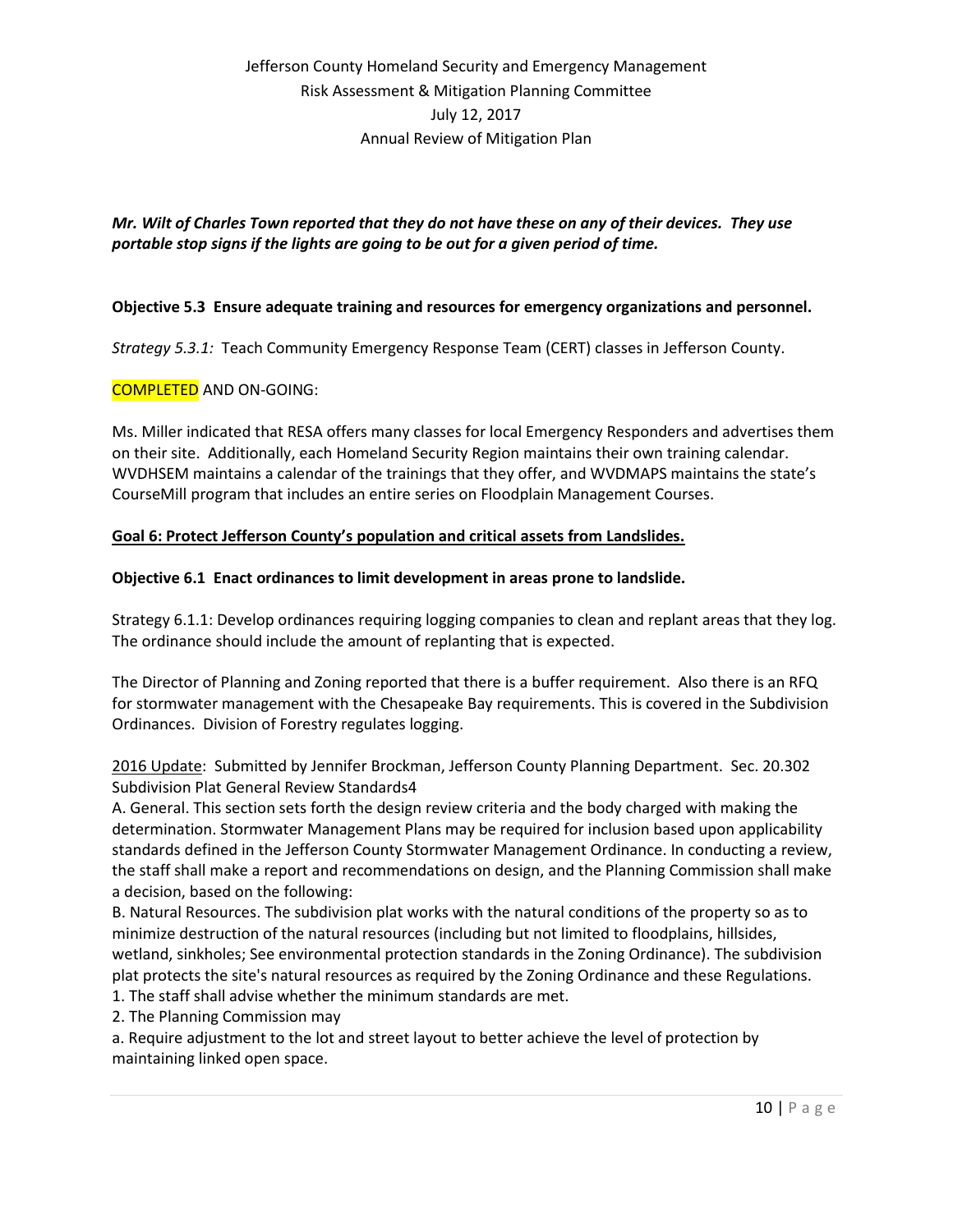***Mr. Wilt of Charles Town reported that they do not have these on any of their devices. They use portable stop signs if the lights are going to be out for a given period of time.***

**Objective 5.3 Ensure adequate training and resources for emergency organizations and personnel.**

*Strategy 5.3.1:* Teach Community Emergency Response Team (CERT) classes in Jefferson County.

COMPLETED AND ON-GOING:

Ms. Miller indicated that RESA offers many classes for local Emergency Responders and advertises them on their site. Additionally, each Homeland Security Region maintains their own training calendar. WVDHSEM maintains a calendar of the trainings that they offer, and WVDMAPS maintains the state's CourseMill program that includes an entire series on Floodplain Management Courses.

**Goal 6: Protect Jefferson County's population and critical assets from Landslides.**

**Objective 6.1 Enact ordinances to limit development in areas prone to landslide.**

Strategy 6.1.1: Develop ordinances requiring logging companies to clean and replant areas that they log. The ordinance should include the amount of replanting that is expected.

The Director of Planning and Zoning reported that there is a buffer requirement. Also there is an RFQ for stormwater management with the Chesapeake Bay requirements. This is covered in the Subdivision Ordinances. Division of Forestry regulates logging.

2016 Update: Submitted by Jennifer Brockman, Jefferson County Planning Department. Sec. 20.302 Subdivision Plat General Review Standards4

A. General. This section sets forth the design review criteria and the body charged with making the determination. Stormwater Management Plans may be required for inclusion based upon applicability standards defined in the Jefferson County Stormwater Management Ordinance. In conducting a review, the staff shall make a report and recommendations on design, and the Planning Commission shall make a decision, based on the following:

B. Natural Resources. The subdivision plat works with the natural conditions of the property so as to minimize destruction of the natural resources (including but not limited to floodplains, hillsides, wetland, sinkholes; See environmental protection standards in the Zoning Ordinance). The subdivision plat protects the site's natural resources as required by the Zoning Ordinance and these Regulations.

1. The staff shall advise whether the minimum standards are met.
2. The Planning Commission may

a. Require adjustment to the lot and street layout to better achieve the level of protection by maintaining linked open space.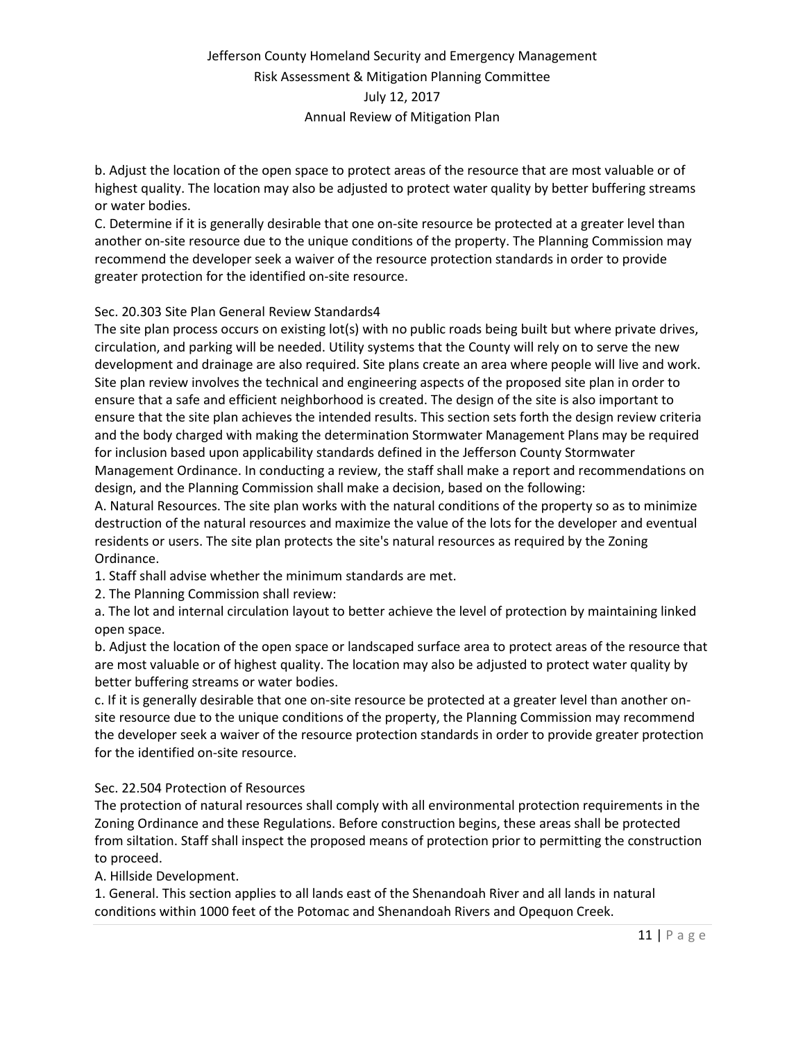b. Adjust the location of the open space to protect areas of the resource that are most valuable or of highest quality. The location may also be adjusted to protect water quality by better buffering streams or water bodies.

C. Determine if it is generally desirable that one on-site resource be protected at a greater level than another on-site resource due to the unique conditions of the property. The Planning Commission may recommend the developer seek a waiver of the resource protection standards in order to provide greater protection for the identified on-site resource.

Sec. 20.303 Site Plan General Review Standards4

The site plan process occurs on existing lot(s) with no public roads being built but where private drives, circulation, and parking will be needed. Utility systems that the County will rely on to serve the new development and drainage are also required. Site plans create an area where people will live and work. Site plan review involves the technical and engineering aspects of the proposed site plan in order to ensure that a safe and efficient neighborhood is created. The design of the site is also important to ensure that the site plan achieves the intended results. This section sets forth the design review criteria and the body charged with making the determination Stormwater Management Plans may be required for inclusion based upon applicability standards defined in the Jefferson County Stormwater Management Ordinance. In conducting a review, the staff shall make a report and recommendations on design, and the Planning Commission shall make a decision, based on the following:

A. Natural Resources. The site plan works with the natural conditions of the property so as to minimize destruction of the natural resources and maximize the value of the lots for the developer and eventual residents or users. The site plan protects the site's natural resources as required by the Zoning Ordinance.

1. Staff shall advise whether the minimum standards are met.
2. The Planning Commission shall review:

a. The lot and internal circulation layout to better achieve the level of protection by maintaining linked open space.

b. Adjust the location of the open space or landscaped surface area to protect areas of the resource that are most valuable or of highest quality. The location may also be adjusted to protect water quality by better buffering streams or water bodies.

c. If it is generally desirable that one on-site resource be protected at a greater level than another on-site resource due to the unique conditions of the property, the Planning Commission may recommend the developer seek a waiver of the resource protection standards in order to provide greater protection for the identified on-site resource.

Sec. 22.504 Protection of Resources

The protection of natural resources shall comply with all environmental protection requirements in the Zoning Ordinance and these Regulations. Before construction begins, these areas shall be protected from siltation. Staff shall inspect the proposed means of protection prior to permitting the construction to proceed.

A. Hillside Development.

1. General. This section applies to all lands east of the Shenandoah River and all lands in natural conditions within 1000 feet of the Potomac and Shenandoah Rivers and Opequon Creek.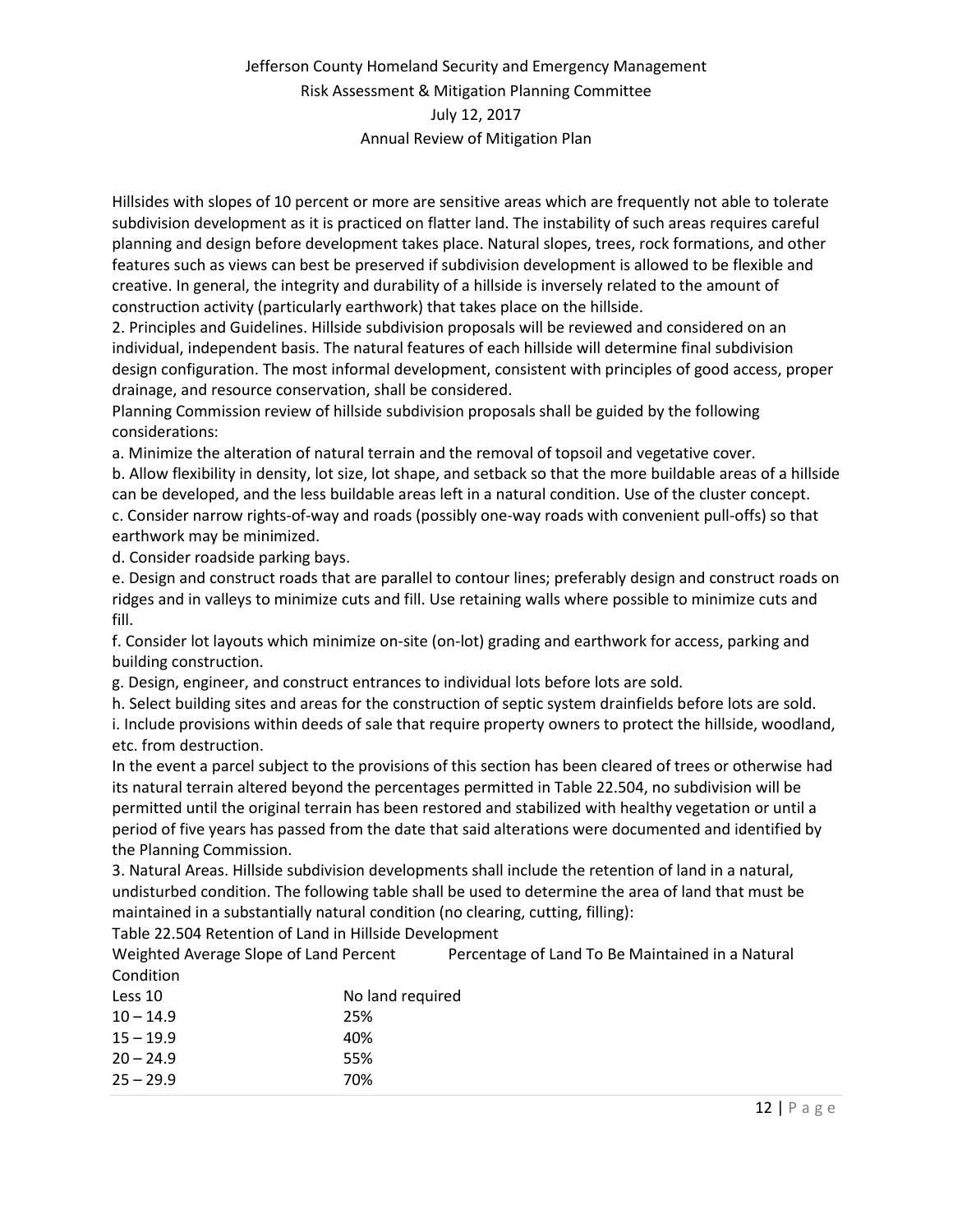Hillsides with slopes of 10 percent or more are sensitive areas which are frequently not able to tolerate subdivision development as it is practiced on flatter land. The instability of such areas requires careful planning and design before development takes place. Natural slopes, trees, rock formations, and other features such as views can best be preserved if subdivision development is allowed to be flexible and creative. In general, the integrity and durability of a hillside is inversely related to the amount of construction activity (particularly earthwork) that takes place on the hillside.

2. Principles and Guidelines. Hillside subdivision proposals will be reviewed and considered on an individual, independent basis. The natural features of each hillside will determine final subdivision design configuration. The most informal development, consistent with principles of good access, proper drainage, and resource conservation, shall be considered.

Planning Commission review of hillside subdivision proposals shall be guided by the following considerations:

a. Minimize the alteration of natural terrain and the removal of topsoil and vegetative cover.

b. Allow flexibility in density, lot size, lot shape, and setback so that the more buildable areas of a hillside can be developed, and the less buildable areas left in a natural condition. Use of the cluster concept.

c. Consider narrow rights-of-way and roads (possibly one-way roads with convenient pull-offs) so that earthwork may be minimized.

d. Consider roadside parking bays.

e. Design and construct roads that are parallel to contour lines; preferably design and construct roads on ridges and in valleys to minimize cuts and fill. Use retaining walls where possible to minimize cuts and fill.

f. Consider lot layouts which minimize on-site (on-lot) grading and earthwork for access, parking and building construction.

g. Design, engineer, and construct entrances to individual lots before lots are sold.

h. Select building sites and areas for the construction of septic system drainfields before lots are sold.

i. Include provisions within deeds of sale that require property owners to protect the hillside, woodland, etc. from destruction.

In the event a parcel subject to the provisions of this section has been cleared of trees or otherwise had its natural terrain altered beyond the percentages permitted in Table 22.504, no subdivision will be permitted until the original terrain has been restored and stabilized with healthy vegetation or until a period of five years has passed from the date that said alterations were documented and identified by the Planning Commission.

3. Natural Areas. Hillside subdivision developments shall include the retention of land in a natural, undisturbed condition. The following table shall be used to determine the area of land that must be maintained in a substantially natural condition (no clearing, cutting, filling):

Table 22.504 Retention of Land in Hillside Development

| Weighted Average Slope of Land Percent | Percentage of Land To Be Maintained in a Natural Condition |
|---|---|
| Less 10 | No land required |
| 10 – 14.9 | 25% |
| 15 – 19.9 | 40% |
| 20 – 24.9 | 55% |
| 25 – 29.9 | 70% |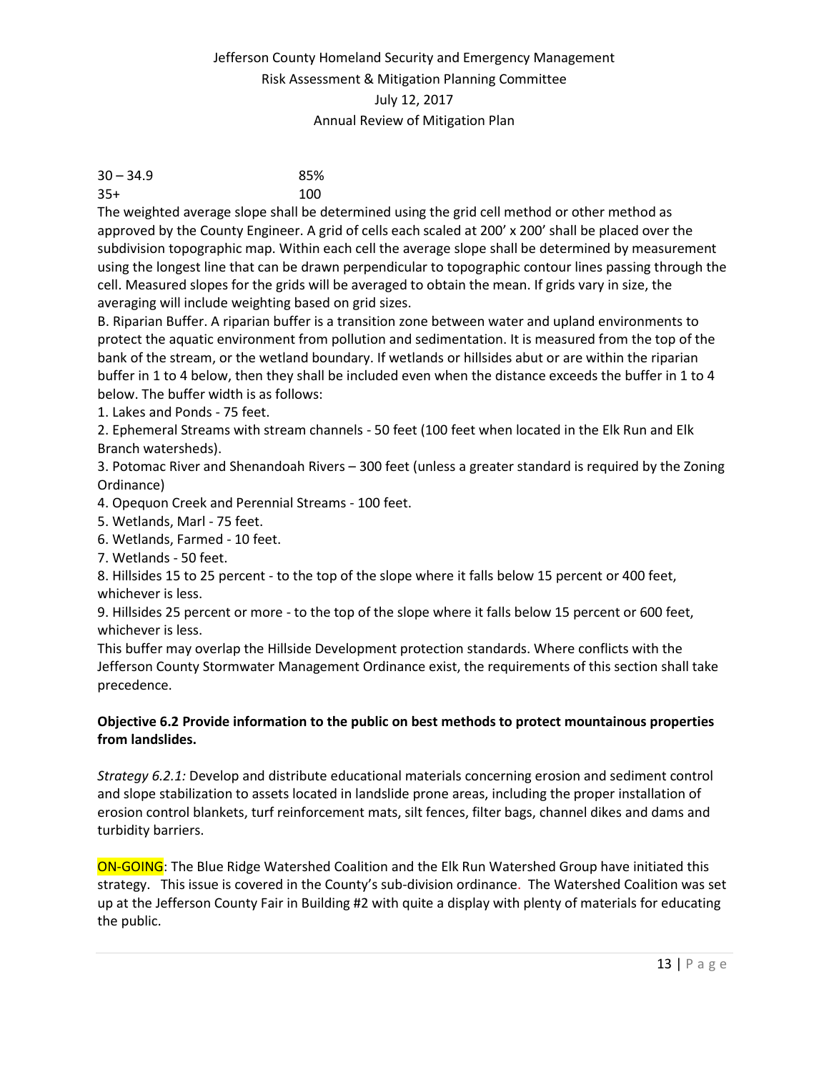| | |
|---|---|
| 30 – 34.9 | 85% |
| 35+ | 100 |

The weighted average slope shall be determined using the grid cell method or other method as approved by the County Engineer. A grid of cells each scaled at 200' x 200' shall be placed over the subdivision topographic map. Within each cell the average slope shall be determined by measurement using the longest line that can be drawn perpendicular to topographic contour lines passing through the cell. Measured slopes for the grids will be averaged to obtain the mean. If grids vary in size, the averaging will include weighting based on grid sizes.

B. Riparian Buffer. A riparian buffer is a transition zone between water and upland environments to protect the aquatic environment from pollution and sedimentation. It is measured from the top of the bank of the stream, or the wetland boundary. If wetlands or hillsides abut or are within the riparian buffer in 1 to 4 below, then they shall be included even when the distance exceeds the buffer in 1 to 4 below. The buffer width is as follows:

1. Lakes and Ponds - 75 feet.
2. Ephemeral Streams with stream channels - 50 feet (100 feet when located in the Elk Run and Elk Branch watersheds).
3. Potomac River and Shenandoah Rivers – 300 feet (unless a greater standard is required by the Zoning Ordinance)
4. Opequon Creek and Perennial Streams - 100 feet.
5. Wetlands, Marl - 75 feet.
6. Wetlands, Farmed - 10 feet.
7. Wetlands - 50 feet.
8. Hillsides 15 to 25 percent - to the top of the slope where it falls below 15 percent or 400 feet, whichever is less.
9. Hillsides 25 percent or more - to the top of the slope where it falls below 15 percent or 600 feet, whichever is less.

This buffer may overlap the Hillside Development protection standards. Where conflicts with the Jefferson County Stormwater Management Ordinance exist, the requirements of this section shall take precedence.

**Objective 6.2 Provide information to the public on best methods to protect mountainous properties from landslides.**

*Strategy 6.2.1:* Develop and distribute educational materials concerning erosion and sediment control and slope stabilization to assets located in landslide prone areas, including the proper installation of erosion control blankets, turf reinforcement mats, silt fences, filter bags, channel dikes and dams and turbidity barriers.

ON-GOING: The Blue Ridge Watershed Coalition and the Elk Run Watershed Group have initiated this strategy. This issue is covered in the County's sub-division ordinance. The Watershed Coalition was set up at the Jefferson County Fair in Building #2 with quite a display with plenty of materials for educating the public.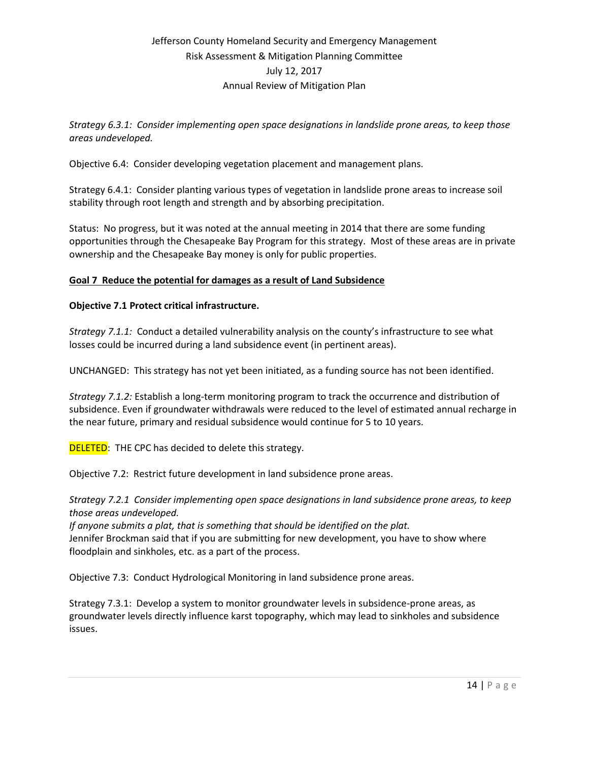*Strategy 6.3.1: Consider implementing open space designations in landslide prone areas, to keep those areas undeveloped.*

Objective 6.4: Consider developing vegetation placement and management plans.

Strategy 6.4.1: Consider planting various types of vegetation in landslide prone areas to increase soil stability through root length and strength and by absorbing precipitation.

Status: No progress, but it was noted at the annual meeting in 2014 that there are some funding opportunities through the Chesapeake Bay Program for this strategy. Most of these areas are in private ownership and the Chesapeake Bay money is only for public properties.

**Goal 7 Reduce the potential for damages as a result of Land Subsidence**

**Objective 7.1 Protect critical infrastructure.**

*Strategy 7.1.1:* Conduct a detailed vulnerability analysis on the county's infrastructure to see what losses could be incurred during a land subsidence event (in pertinent areas).

UNCHANGED: This strategy has not yet been initiated, as a funding source has not been identified.

*Strategy 7.1.2:* Establish a long-term monitoring program to track the occurrence and distribution of subsidence. Even if groundwater withdrawals were reduced to the level of estimated annual recharge in the near future, primary and residual subsidence would continue for 5 to 10 years.

DELETED: THE CPC has decided to delete this strategy.

Objective 7.2: Restrict future development in land subsidence prone areas.

*Strategy 7.2.1 Consider implementing open space designations in land subsidence prone areas, to keep those areas undeveloped.*
*If anyone submits a plat, that is something that should be identified on the plat.*
Jennifer Brockman said that if you are submitting for new development, you have to show where floodplain and sinkholes, etc. as a part of the process.

Objective 7.3: Conduct Hydrological Monitoring in land subsidence prone areas.

Strategy 7.3.1: Develop a system to monitor groundwater levels in subsidence-prone areas, as groundwater levels directly influence karst topography, which may lead to sinkholes and subsidence issues.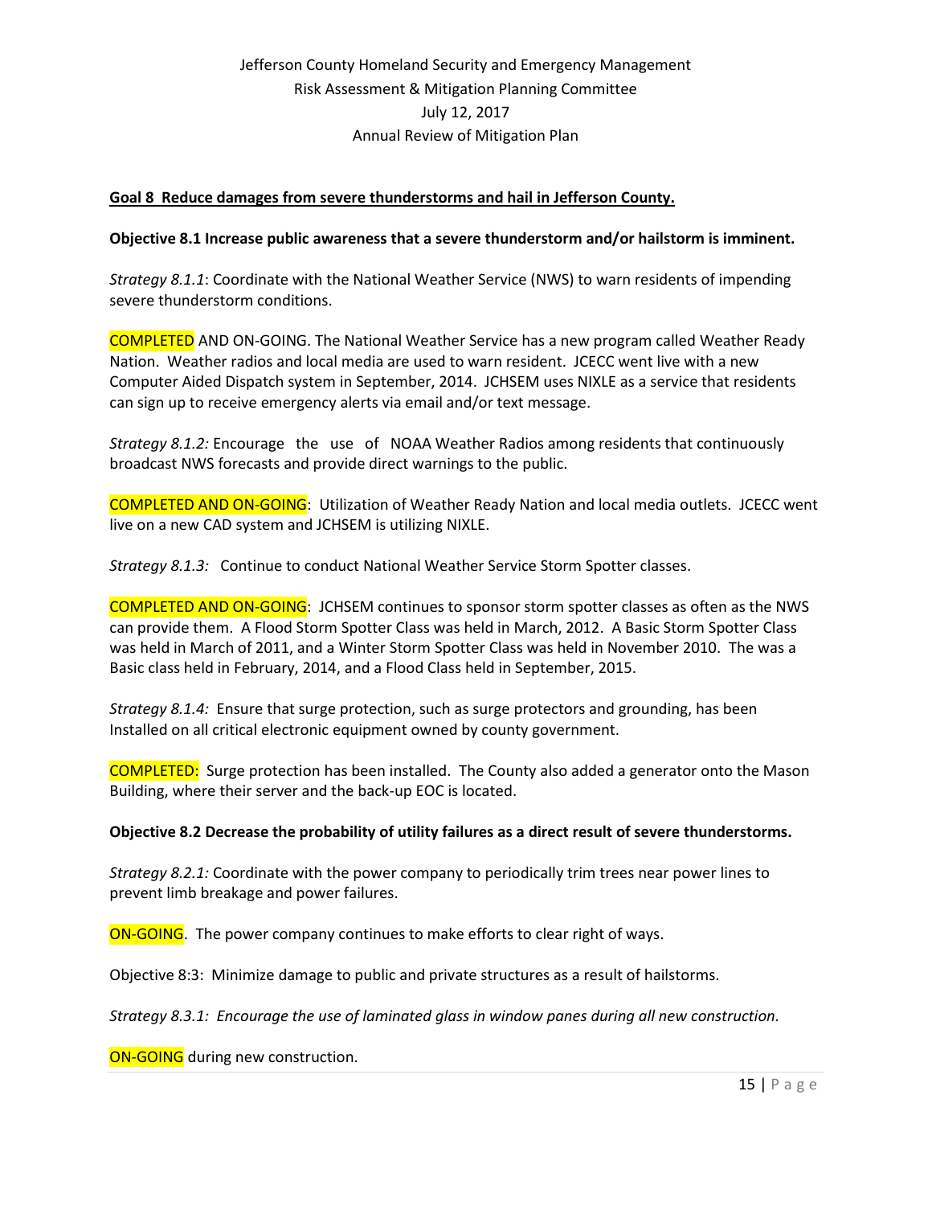**Goal 8 Reduce damages from severe thunderstorms and hail in Jefferson County.**

**Objective 8.1 Increase public awareness that a severe thunderstorm and/or hailstorm is imminent.**

*Strategy 8.1.1*: Coordinate with the National Weather Service (NWS) to warn residents of impending severe thunderstorm conditions.

COMPLETED AND ON-GOING. The National Weather Service has a new program called Weather Ready Nation. Weather radios and local media are used to warn resident. JCECC went live with a new Computer Aided Dispatch system in September, 2014. JCHSEM uses NIXLE as a service that residents can sign up to receive emergency alerts via email and/or text message.

*Strategy 8.1.2:* Encourage the use of NOAA Weather Radios among residents that continuously broadcast NWS forecasts and provide direct warnings to the public.

COMPLETED AND ON-GOING: Utilization of Weather Ready Nation and local media outlets. JCECC went live on a new CAD system and JCHSEM is utilizing NIXLE.

*Strategy 8.1.3:* Continue to conduct National Weather Service Storm Spotter classes.

COMPLETED AND ON-GOING: JCHSEM continues to sponsor storm spotter classes as often as the NWS can provide them. A Flood Storm Spotter Class was held in March, 2012. A Basic Storm Spotter Class was held in March of 2011, and a Winter Storm Spotter Class was held in November 2010. The was a Basic class held in February, 2014, and a Flood Class held in September, 2015.

*Strategy 8.1.4:* Ensure that surge protection, such as surge protectors and grounding, has been Installed on all critical electronic equipment owned by county government.

COMPLETED: Surge protection has been installed. The County also added a generator onto the Mason Building, where their server and the back-up EOC is located.

**Objective 8.2 Decrease the probability of utility failures as a direct result of severe thunderstorms.**

*Strategy 8.2.1:* Coordinate with the power company to periodically trim trees near power lines to prevent limb breakage and power failures.

ON-GOING. The power company continues to make efforts to clear right of ways.

Objective 8:3: Minimize damage to public and private structures as a result of hailstorms.

*Strategy 8.3.1: Encourage the use of laminated glass in window panes during all new construction.*

ON-GOING during new construction.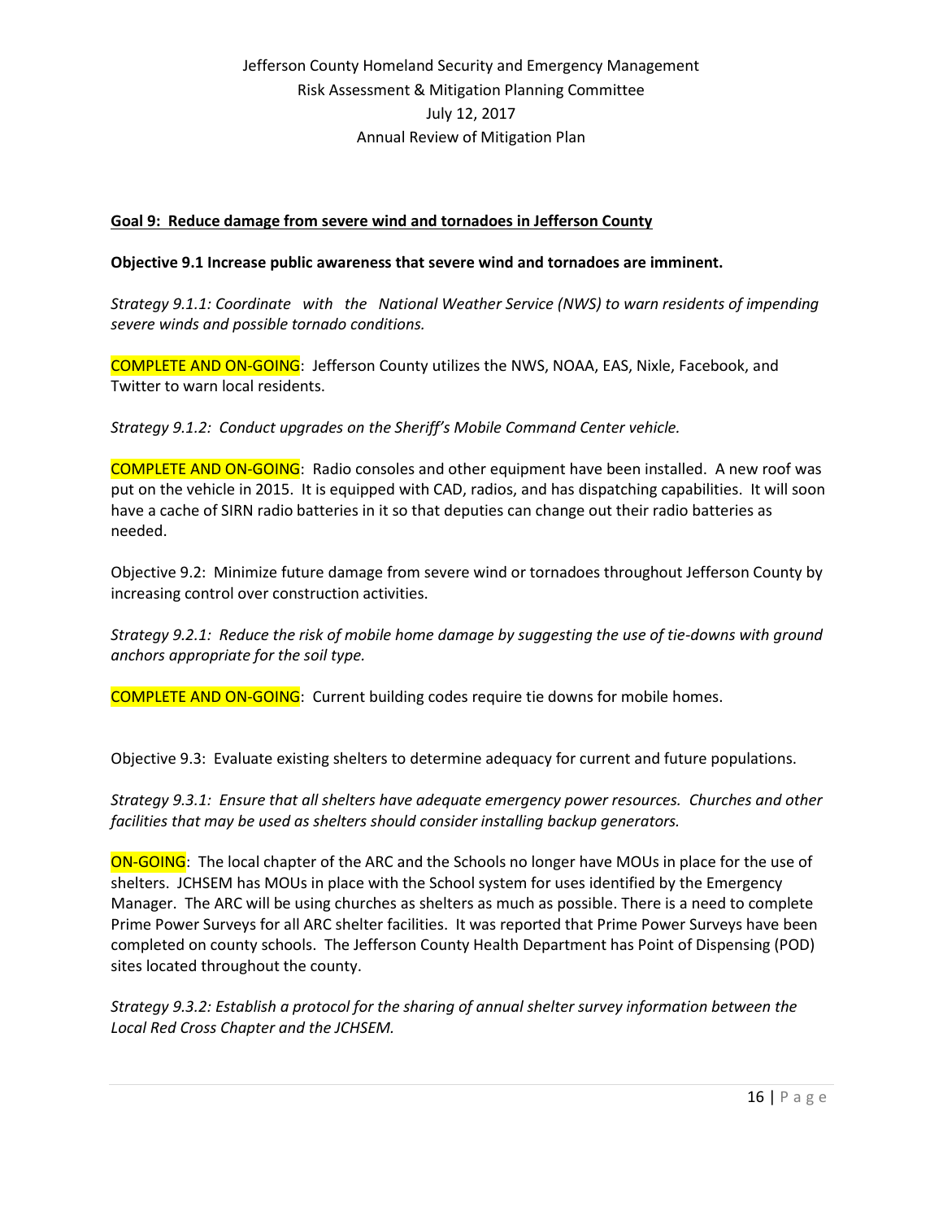**Goal 9: Reduce damage from severe wind and tornadoes in Jefferson County**

**Objective 9.1 Increase public awareness that severe wind and tornadoes are imminent.**

*Strategy 9.1.1: Coordinate with the National Weather Service (NWS) to warn residents of impending severe winds and possible tornado conditions.*

COMPLETE AND ON-GOING: Jefferson County utilizes the NWS, NOAA, EAS, Nixle, Facebook, and Twitter to warn local residents.

*Strategy 9.1.2: Conduct upgrades on the Sheriff's Mobile Command Center vehicle.*

COMPLETE AND ON-GOING: Radio consoles and other equipment have been installed. A new roof was put on the vehicle in 2015. It is equipped with CAD, radios, and has dispatching capabilities. It will soon have a cache of SIRN radio batteries in it so that deputies can change out their radio batteries as needed.

Objective 9.2: Minimize future damage from severe wind or tornadoes throughout Jefferson County by increasing control over construction activities.

*Strategy 9.2.1: Reduce the risk of mobile home damage by suggesting the use of tie-downs with ground anchors appropriate for the soil type.*

COMPLETE AND ON-GOING: Current building codes require tie downs for mobile homes.

Objective 9.3: Evaluate existing shelters to determine adequacy for current and future populations.

*Strategy 9.3.1: Ensure that all shelters have adequate emergency power resources. Churches and other facilities that may be used as shelters should consider installing backup generators.*

ON-GOING: The local chapter of the ARC and the Schools no longer have MOUs in place for the use of shelters. JCHSEM has MOUs in place with the School system for uses identified by the Emergency Manager. The ARC will be using churches as shelters as much as possible. There is a need to complete Prime Power Surveys for all ARC shelter facilities. It was reported that Prime Power Surveys have been completed on county schools. The Jefferson County Health Department has Point of Dispensing (POD) sites located throughout the county.

*Strategy 9.3.2: Establish a protocol for the sharing of annual shelter survey information between the Local Red Cross Chapter and the JCHSEM.*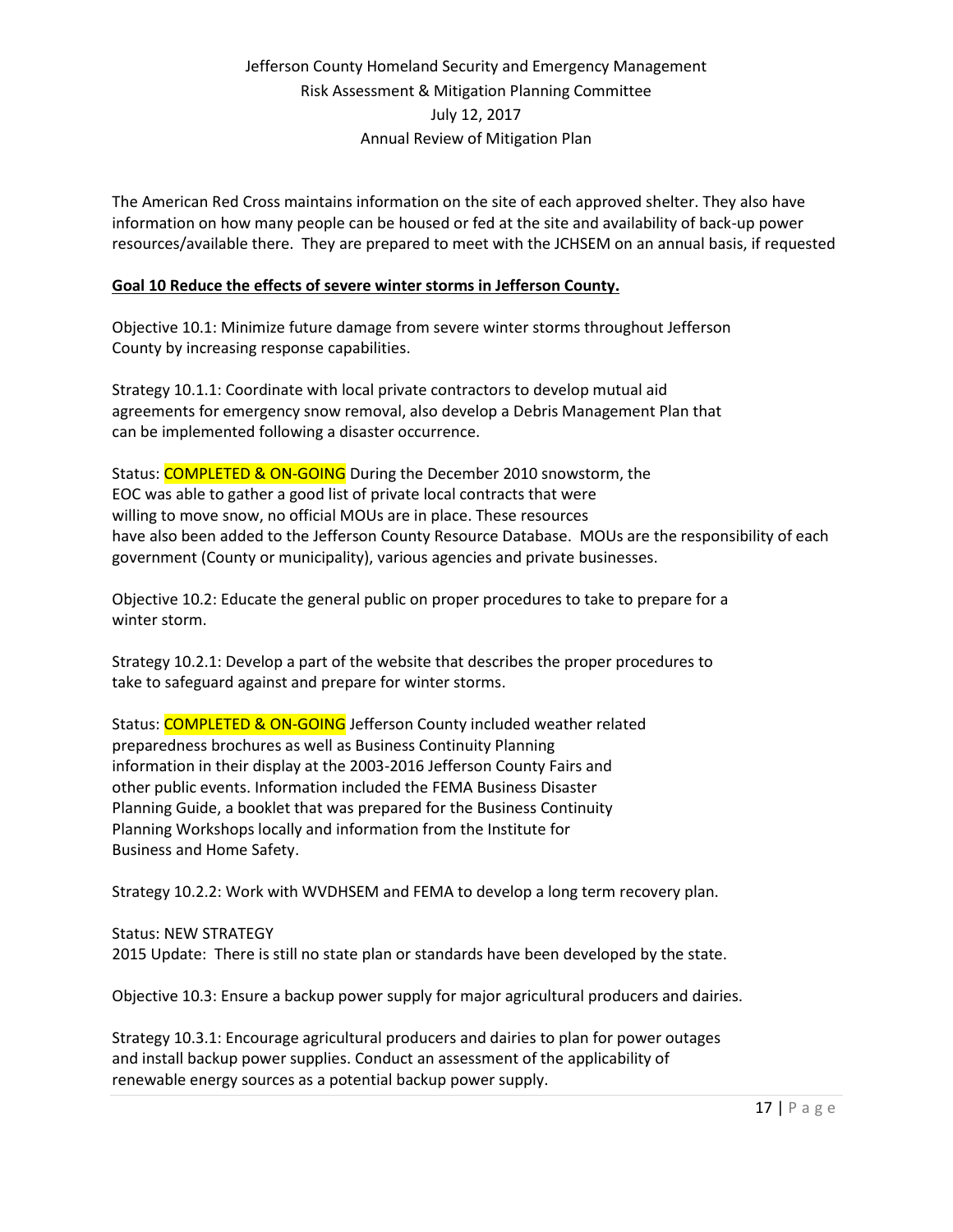The American Red Cross maintains information on the site of each approved shelter. They also have information on how many people can be housed or fed at the site and availability of back-up power resources/available there. They are prepared to meet with the JCHSEM on an annual basis, if requested

**Goal 10 Reduce the effects of severe winter storms in Jefferson County.**

Objective 10.1: Minimize future damage from severe winter storms throughout Jefferson County by increasing response capabilities.

Strategy 10.1.1: Coordinate with local private contractors to develop mutual aid agreements for emergency snow removal, also develop a Debris Management Plan that can be implemented following a disaster occurrence.

Status: COMPLETED & ON-GOING During the December 2010 snowstorm, the EOC was able to gather a good list of private local contracts that were willing to move snow, no official MOUs are in place. These resources have also been added to the Jefferson County Resource Database. MOUs are the responsibility of each government (County or municipality), various agencies and private businesses.

Objective 10.2: Educate the general public on proper procedures to take to prepare for a winter storm.

Strategy 10.2.1: Develop a part of the website that describes the proper procedures to take to safeguard against and prepare for winter storms.

Status: COMPLETED & ON-GOING Jefferson County included weather related preparedness brochures as well as Business Continuity Planning information in their display at the 2003-2016 Jefferson County Fairs and other public events. Information included the FEMA Business Disaster Planning Guide, a booklet that was prepared for the Business Continuity Planning Workshops locally and information from the Institute for Business and Home Safety.

Strategy 10.2.2: Work with WVDHSEM and FEMA to develop a long term recovery plan.

Status: NEW STRATEGY
2015 Update: There is still no state plan or standards have been developed by the state.

Objective 10.3: Ensure a backup power supply for major agricultural producers and dairies.

Strategy 10.3.1: Encourage agricultural producers and dairies to plan for power outages and install backup power supplies. Conduct an assessment of the applicability of renewable energy sources as a potential backup power supply.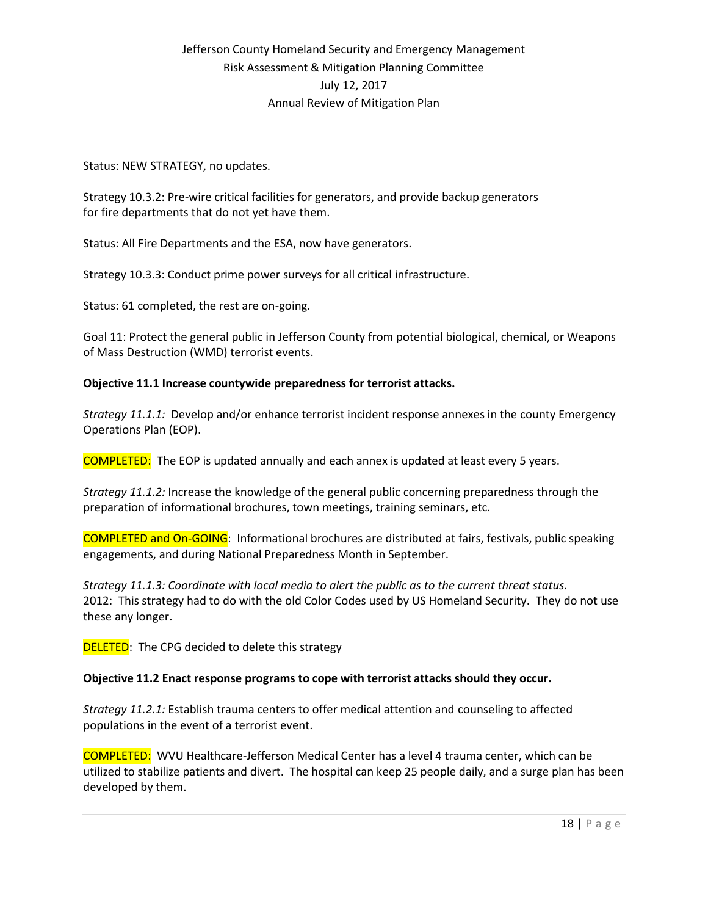Status: NEW STRATEGY, no updates.

Strategy 10.3.2: Pre-wire critical facilities for generators, and provide backup generators for fire departments that do not yet have them.

Status: All Fire Departments and the ESA, now have generators.

Strategy 10.3.3: Conduct prime power surveys for all critical infrastructure.

Status: 61 completed, the rest are on-going.

Goal 11: Protect the general public in Jefferson County from potential biological, chemical, or Weapons of Mass Destruction (WMD) terrorist events.

**Objective 11.1 Increase countywide preparedness for terrorist attacks.**

*Strategy 11.1.1:* Develop and/or enhance terrorist incident response annexes in the county Emergency Operations Plan (EOP).

COMPLETED: The EOP is updated annually and each annex is updated at least every 5 years.

*Strategy 11.1.2:* Increase the knowledge of the general public concerning preparedness through the preparation of informational brochures, town meetings, training seminars, etc.

COMPLETED and On-GOING: Informational brochures are distributed at fairs, festivals, public speaking engagements, and during National Preparedness Month in September.

*Strategy 11.1.3: Coordinate with local media to alert the public as to the current threat status.*
2012: This strategy had to do with the old Color Codes used by US Homeland Security. They do not use these any longer.

DELETED: The CPG decided to delete this strategy

**Objective 11.2 Enact response programs to cope with terrorist attacks should they occur.**

*Strategy 11.2.1:* Establish trauma centers to offer medical attention and counseling to affected populations in the event of a terrorist event.

COMPLETED: WVU Healthcare-Jefferson Medical Center has a level 4 trauma center, which can be utilized to stabilize patients and divert. The hospital can keep 25 people daily, and a surge plan has been developed by them.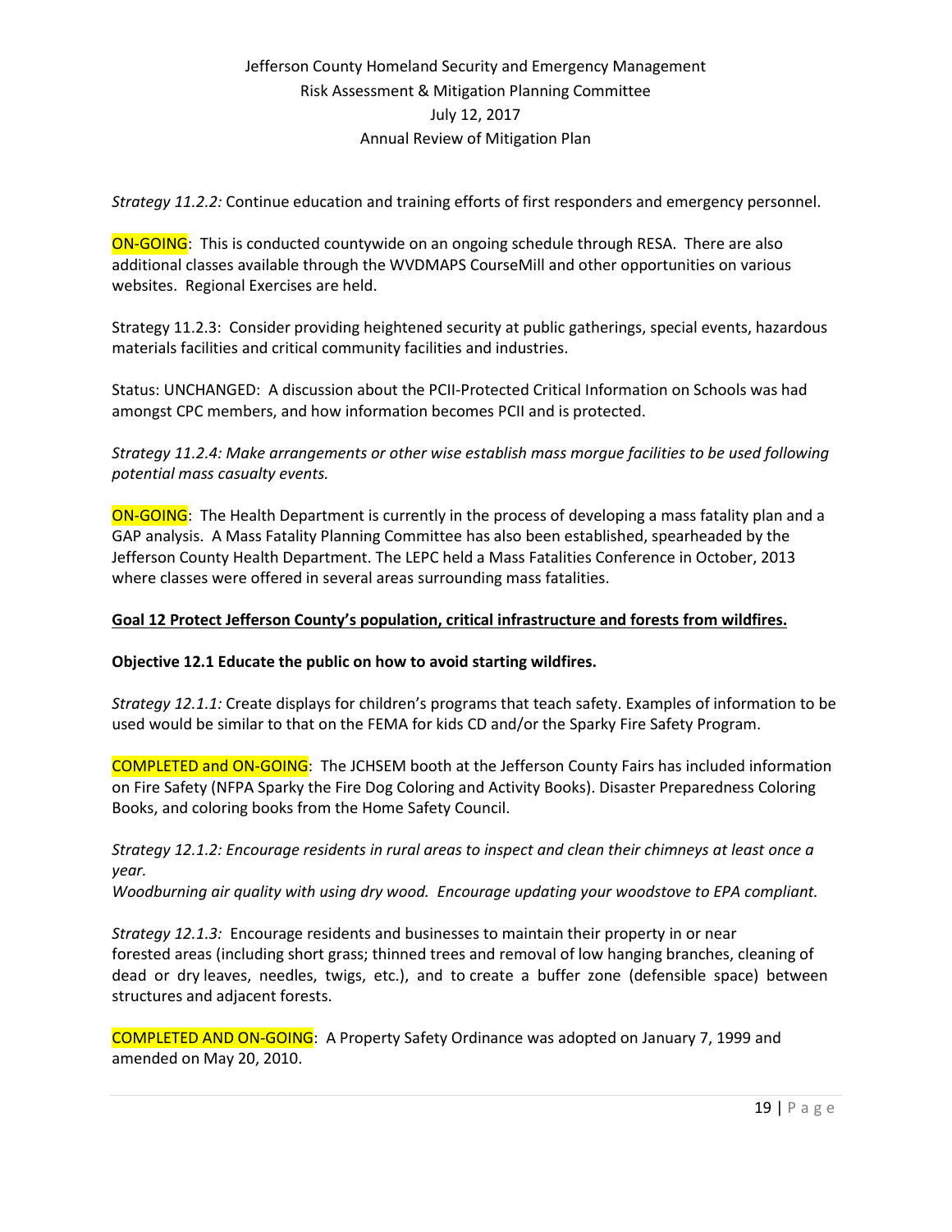*Strategy 11.2.2:* Continue education and training efforts of first responders and emergency personnel.

ON-GOING: This is conducted countywide on an ongoing schedule through RESA. There are also additional classes available through the WVDMAPS CourseMill and other opportunities on various websites. Regional Exercises are held.

Strategy 11.2.3: Consider providing heightened security at public gatherings, special events, hazardous materials facilities and critical community facilities and industries.

Status: UNCHANGED: A discussion about the PCII-Protected Critical Information on Schools was had amongst CPC members, and how information becomes PCII and is protected.

*Strategy 11.2.4: Make arrangements or other wise establish mass morgue facilities to be used following potential mass casualty events.*

ON-GOING: The Health Department is currently in the process of developing a mass fatality plan and a GAP analysis. A Mass Fatality Planning Committee has also been established, spearheaded by the Jefferson County Health Department. The LEPC held a Mass Fatalities Conference in October, 2013 where classes were offered in several areas surrounding mass fatalities.

**Goal 12 Protect Jefferson County's population, critical infrastructure and forests from wildfires.**

**Objective 12.1 Educate the public on how to avoid starting wildfires.**

*Strategy 12.1.1:* Create displays for children's programs that teach safety. Examples of information to be used would be similar to that on the FEMA for kids CD and/or the Sparky Fire Safety Program.

COMPLETED and ON-GOING: The JCHSEM booth at the Jefferson County Fairs has included information on Fire Safety (NFPA Sparky the Fire Dog Coloring and Activity Books). Disaster Preparedness Coloring Books, and coloring books from the Home Safety Council.

*Strategy 12.1.2: Encourage residents in rural areas to inspect and clean their chimneys at least once a year.*
*Woodburning air quality with using dry wood. Encourage updating your woodstove to EPA compliant.*

*Strategy 12.1.3:* Encourage residents and businesses to maintain their property in or near forested areas (including short grass; thinned trees and removal of low hanging branches, cleaning of dead or dry leaves, needles, twigs, etc.), and to create a buffer zone (defensible space) between structures and adjacent forests.

COMPLETED AND ON-GOING: A Property Safety Ordinance was adopted on January 7, 1999 and amended on May 20, 2010.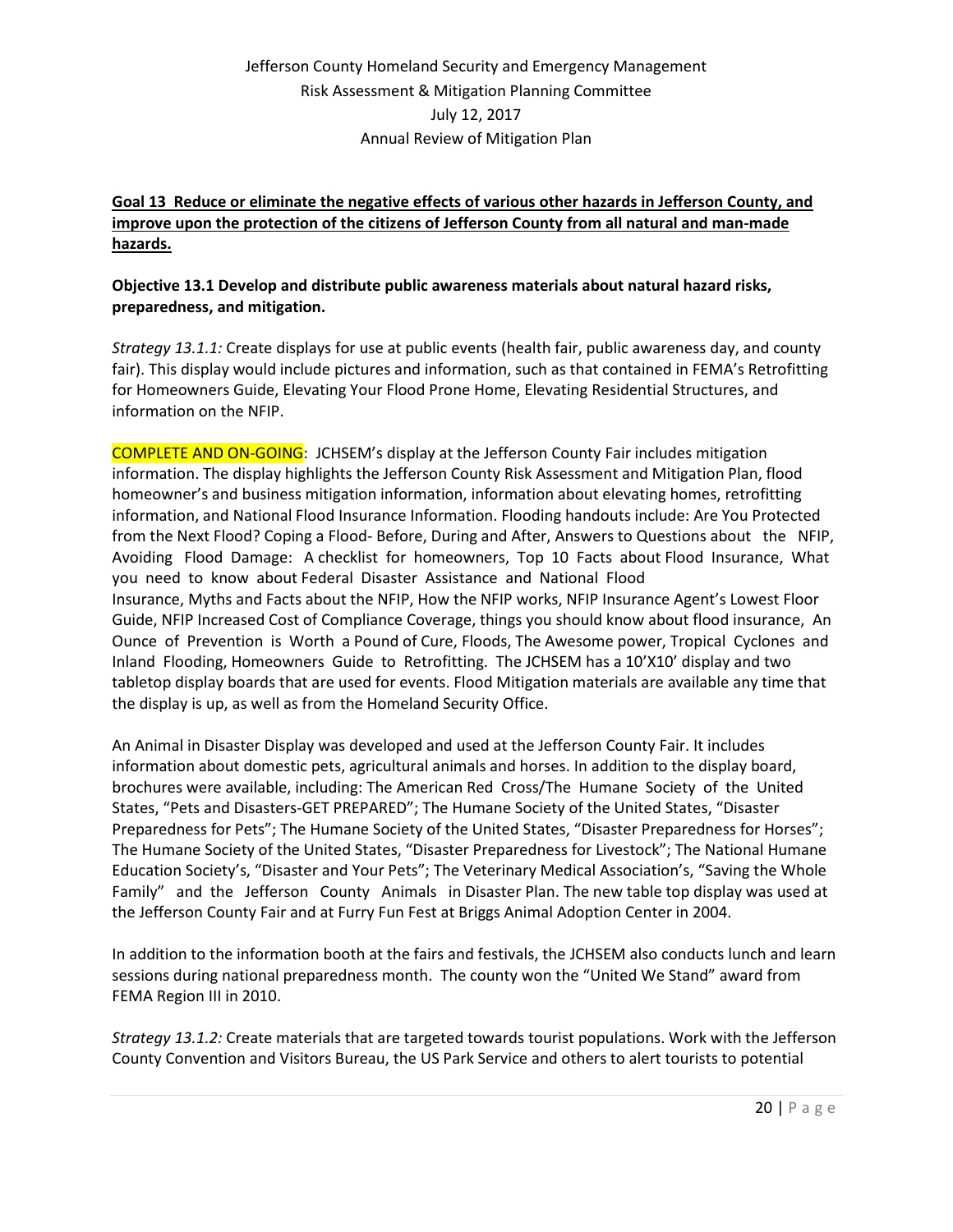**Goal 13 Reduce or eliminate the negative effects of various other hazards in Jefferson County, and improve upon the protection of the citizens of Jefferson County from all natural and man-made hazards.**

**Objective 13.1 Develop and distribute public awareness materials about natural hazard risks, preparedness, and mitigation.**

*Strategy 13.1.1:* Create displays for use at public events (health fair, public awareness day, and county fair). This display would include pictures and information, such as that contained in FEMA's Retrofitting for Homeowners Guide, Elevating Your Flood Prone Home, Elevating Residential Structures, and information on the NFIP.

COMPLETE AND ON-GOING: JCHSEM's display at the Jefferson County Fair includes mitigation information. The display highlights the Jefferson County Risk Assessment and Mitigation Plan, flood homeowner's and business mitigation information, information about elevating homes, retrofitting information, and National Flood Insurance Information. Flooding handouts include: Are You Protected from the Next Flood? Coping a Flood- Before, During and After, Answers to Questions about the NFIP, Avoiding Flood Damage: A checklist for homeowners, Top 10 Facts about Flood Insurance, What you need to know about Federal Disaster Assistance and National Flood Insurance, Myths and Facts about the NFIP, How the NFIP works, NFIP Insurance Agent's Lowest Floor Guide, NFIP Increased Cost of Compliance Coverage, things you should know about flood insurance, An Ounce of Prevention is Worth a Pound of Cure, Floods, The Awesome power, Tropical Cyclones and Inland Flooding, Homeowners Guide to Retrofitting. The JCHSEM has a 10'X10' display and two tabletop display boards that are used for events. Flood Mitigation materials are available any time that the display is up, as well as from the Homeland Security Office.

An Animal in Disaster Display was developed and used at the Jefferson County Fair. It includes information about domestic pets, agricultural animals and horses. In addition to the display board, brochures were available, including: The American Red Cross/The Humane Society of the United States, "Pets and Disasters-GET PREPARED"; The Humane Society of the United States, "Disaster Preparedness for Pets"; The Humane Society of the United States, "Disaster Preparedness for Horses"; The Humane Society of the United States, "Disaster Preparedness for Livestock"; The National Humane Education Society's, "Disaster and Your Pets"; The Veterinary Medical Association's, "Saving the Whole Family" and the Jefferson County Animals in Disaster Plan. The new table top display was used at the Jefferson County Fair and at Furry Fun Fest at Briggs Animal Adoption Center in 2004.

In addition to the information booth at the fairs and festivals, the JCHSEM also conducts lunch and learn sessions during national preparedness month. The county won the "United We Stand" award from FEMA Region III in 2010.

*Strategy 13.1.2:* Create materials that are targeted towards tourist populations. Work with the Jefferson County Convention and Visitors Bureau, the US Park Service and others to alert tourists to potential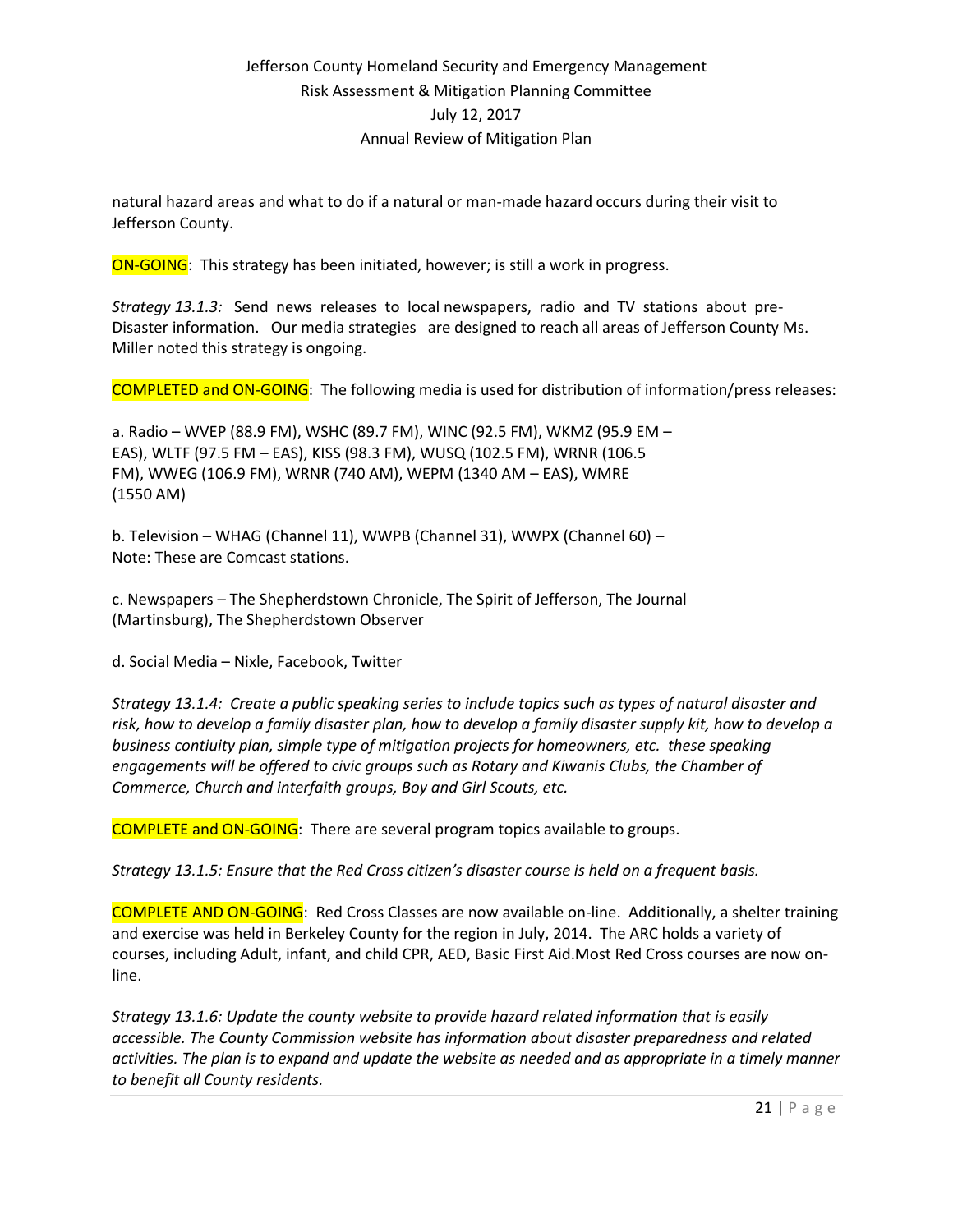natural hazard areas and what to do if a natural or man-made hazard occurs during their visit to Jefferson County.

ON-GOING: This strategy has been initiated, however; is still a work in progress.

*Strategy 13.1.3:* Send news releases to local newspapers, radio and TV stations about pre-Disaster information. Our media strategies are designed to reach all areas of Jefferson County Ms. Miller noted this strategy is ongoing.

COMPLETED and ON-GOING: The following media is used for distribution of information/press releases:

a. Radio – WVEP (88.9 FM), WSHC (89.7 FM), WINC (92.5 FM), WKMZ (95.9 EM – EAS), WLTF (97.5 FM – EAS), KISS (98.3 FM), WUSQ (102.5 FM), WRNR (106.5 FM), WWEG (106.9 FM), WRNR (740 AM), WEPM (1340 AM – EAS), WMRE (1550 AM)

b. Television – WHAG (Channel 11), WWPB (Channel 31), WWPX (Channel 60) – Note: These are Comcast stations.

c. Newspapers – The Shepherdstown Chronicle, The Spirit of Jefferson, The Journal (Martinsburg), The Shepherdstown Observer

d. Social Media – Nixle, Facebook, Twitter

*Strategy 13.1.4: Create a public speaking series to include topics such as types of natural disaster and risk, how to develop a family disaster plan, how to develop a family disaster supply kit, how to develop a business contiuity plan, simple type of mitigation projects for homeowners, etc. these speaking engagements will be offered to civic groups such as Rotary and Kiwanis Clubs, the Chamber of Commerce, Church and interfaith groups, Boy and Girl Scouts, etc.*

COMPLETE and ON-GOING: There are several program topics available to groups.

*Strategy 13.1.5: Ensure that the Red Cross citizen's disaster course is held on a frequent basis.*

COMPLETE AND ON-GOING: Red Cross Classes are now available on-line. Additionally, a shelter training and exercise was held in Berkeley County for the region in July, 2014. The ARC holds a variety of courses, including Adult, infant, and child CPR, AED, Basic First Aid.Most Red Cross courses are now on-line.

*Strategy 13.1.6: Update the county website to provide hazard related information that is easily accessible. The County Commission website has information about disaster preparedness and related activities. The plan is to expand and update the website as needed and as appropriate in a timely manner to benefit all County residents.*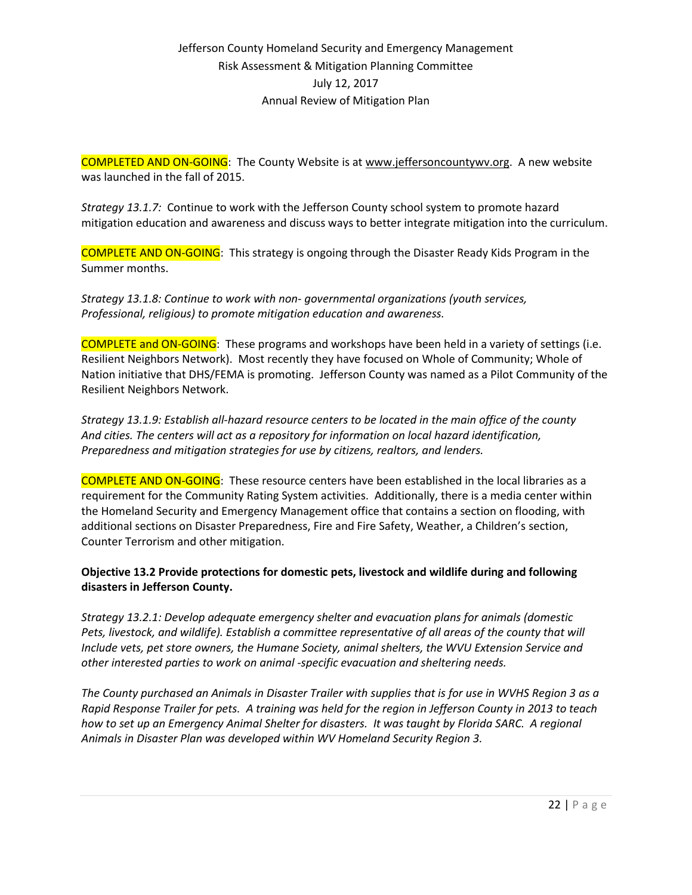COMPLETED AND ON-GOING: The County Website is at www.jeffersoncountywv.org. A new website was launched in the fall of 2015.

*Strategy 13.1.7:* Continue to work with the Jefferson County school system to promote hazard mitigation education and awareness and discuss ways to better integrate mitigation into the curriculum.

COMPLETE AND ON-GOING: This strategy is ongoing through the Disaster Ready Kids Program in the Summer months.

*Strategy 13.1.8: Continue to work with non- governmental organizations (youth services, Professional, religious) to promote mitigation education and awareness.*

COMPLETE and ON-GOING: These programs and workshops have been held in a variety of settings (i.e. Resilient Neighbors Network). Most recently they have focused on Whole of Community; Whole of Nation initiative that DHS/FEMA is promoting. Jefferson County was named as a Pilot Community of the Resilient Neighbors Network.

*Strategy 13.1.9: Establish all-hazard resource centers to be located in the main office of the county And cities. The centers will act as a repository for information on local hazard identification, Preparedness and mitigation strategies for use by citizens, realtors, and lenders.*

COMPLETE AND ON-GOING: These resource centers have been established in the local libraries as a requirement for the Community Rating System activities. Additionally, there is a media center within the Homeland Security and Emergency Management office that contains a section on flooding, with additional sections on Disaster Preparedness, Fire and Fire Safety, Weather, a Children's section, Counter Terrorism and other mitigation.

**Objective 13.2 Provide protections for domestic pets, livestock and wildlife during and following disasters in Jefferson County.**

*Strategy 13.2.1: Develop adequate emergency shelter and evacuation plans for animals (domestic Pets, livestock, and wildlife). Establish a committee representative of all areas of the county that will Include vets, pet store owners, the Humane Society, animal shelters, the WVU Extension Service and other interested parties to work on animal -specific evacuation and sheltering needs.*

*The County purchased an Animals in Disaster Trailer with supplies that is for use in WVHS Region 3 as a Rapid Response Trailer for pets. A training was held for the region in Jefferson County in 2013 to teach how to set up an Emergency Animal Shelter for disasters. It was taught by Florida SARC. A regional Animals in Disaster Plan was developed within WV Homeland Security Region 3.*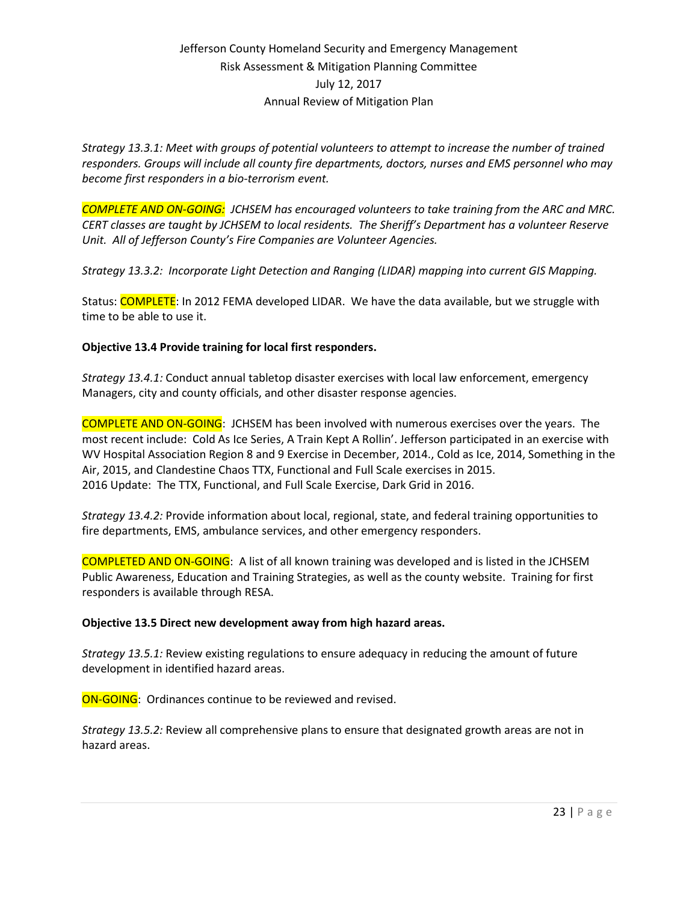*Strategy 13.3.1: Meet with groups of potential volunteers to attempt to increase the number of trained responders. Groups will include all county fire departments, doctors, nurses and EMS personnel who may become first responders in a bio-terrorism event.*

*COMPLETE AND ON-GOING: JCHSEM has encouraged volunteers to take training from the ARC and MRC. CERT classes are taught by JCHSEM to local residents. The Sheriff's Department has a volunteer Reserve Unit. All of Jefferson County's Fire Companies are Volunteer Agencies.*

*Strategy 13.3.2: Incorporate Light Detection and Ranging (LIDAR) mapping into current GIS Mapping.*

Status: COMPLETE: In 2012 FEMA developed LIDAR. We have the data available, but we struggle with time to be able to use it.

**Objective 13.4 Provide training for local first responders.**

*Strategy 13.4.1:* Conduct annual tabletop disaster exercises with local law enforcement, emergency Managers, city and county officials, and other disaster response agencies.

COMPLETE AND ON-GOING: JCHSEM has been involved with numerous exercises over the years. The most recent include: Cold As Ice Series, A Train Kept A Rollin'. Jefferson participated in an exercise with WV Hospital Association Region 8 and 9 Exercise in December, 2014., Cold as Ice, 2014, Something in the Air, 2015, and Clandestine Chaos TTX, Functional and Full Scale exercises in 2015.
2016 Update: The TTX, Functional, and Full Scale Exercise, Dark Grid in 2016.

*Strategy 13.4.2:* Provide information about local, regional, state, and federal training opportunities to fire departments, EMS, ambulance services, and other emergency responders.

COMPLETED AND ON-GOING: A list of all known training was developed and is listed in the JCHSEM Public Awareness, Education and Training Strategies, as well as the county website. Training for first responders is available through RESA.

**Objective 13.5 Direct new development away from high hazard areas.**

*Strategy 13.5.1:* Review existing regulations to ensure adequacy in reducing the amount of future development in identified hazard areas.

ON-GOING: Ordinances continue to be reviewed and revised.

*Strategy 13.5.2:* Review all comprehensive plans to ensure that designated growth areas are not in hazard areas.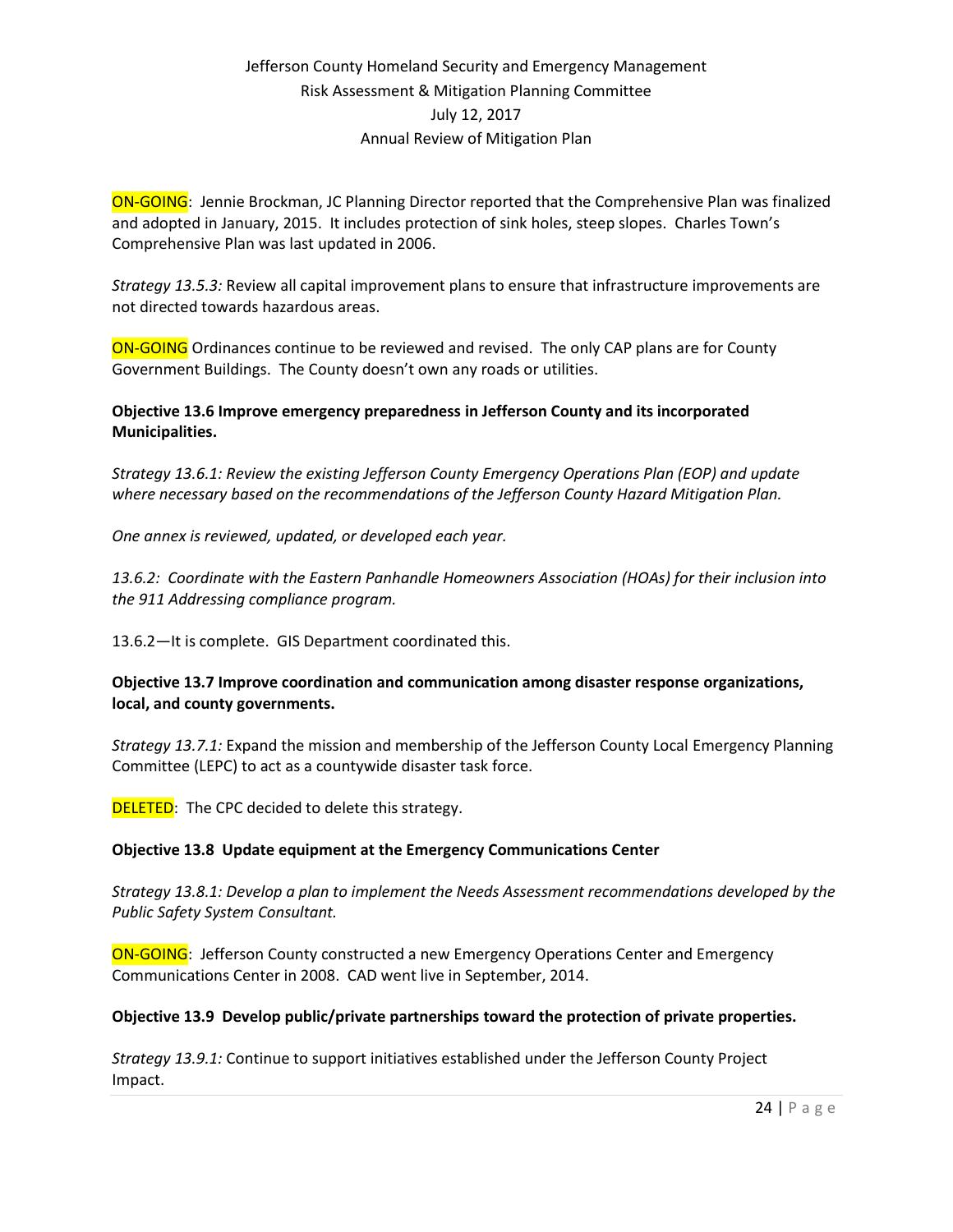ON-GOING: Jennie Brockman, JC Planning Director reported that the Comprehensive Plan was finalized and adopted in January, 2015. It includes protection of sink holes, steep slopes. Charles Town's Comprehensive Plan was last updated in 2006.

*Strategy 13.5.3:* Review all capital improvement plans to ensure that infrastructure improvements are not directed towards hazardous areas.

ON-GOING Ordinances continue to be reviewed and revised. The only CAP plans are for County Government Buildings. The County doesn't own any roads or utilities.

**Objective 13.6 Improve emergency preparedness in Jefferson County and its incorporated Municipalities.**

*Strategy 13.6.1: Review the existing Jefferson County Emergency Operations Plan (EOP) and update where necessary based on the recommendations of the Jefferson County Hazard Mitigation Plan.*

*One annex is reviewed, updated, or developed each year.*

*13.6.2: Coordinate with the Eastern Panhandle Homeowners Association (HOAs) for their inclusion into the 911 Addressing compliance program.*

13.6.2—It is complete. GIS Department coordinated this.

**Objective 13.7 Improve coordination and communication among disaster response organizations, local, and county governments.**

*Strategy 13.7.1:* Expand the mission and membership of the Jefferson County Local Emergency Planning Committee (LEPC) to act as a countywide disaster task force.

DELETED: The CPC decided to delete this strategy.

**Objective 13.8 Update equipment at the Emergency Communications Center**

*Strategy 13.8.1: Develop a plan to implement the Needs Assessment recommendations developed by the Public Safety System Consultant.*

ON-GOING: Jefferson County constructed a new Emergency Operations Center and Emergency Communications Center in 2008. CAD went live in September, 2014.

**Objective 13.9 Develop public/private partnerships toward the protection of private properties.**

*Strategy 13.9.1:* Continue to support initiatives established under the Jefferson County Project Impact.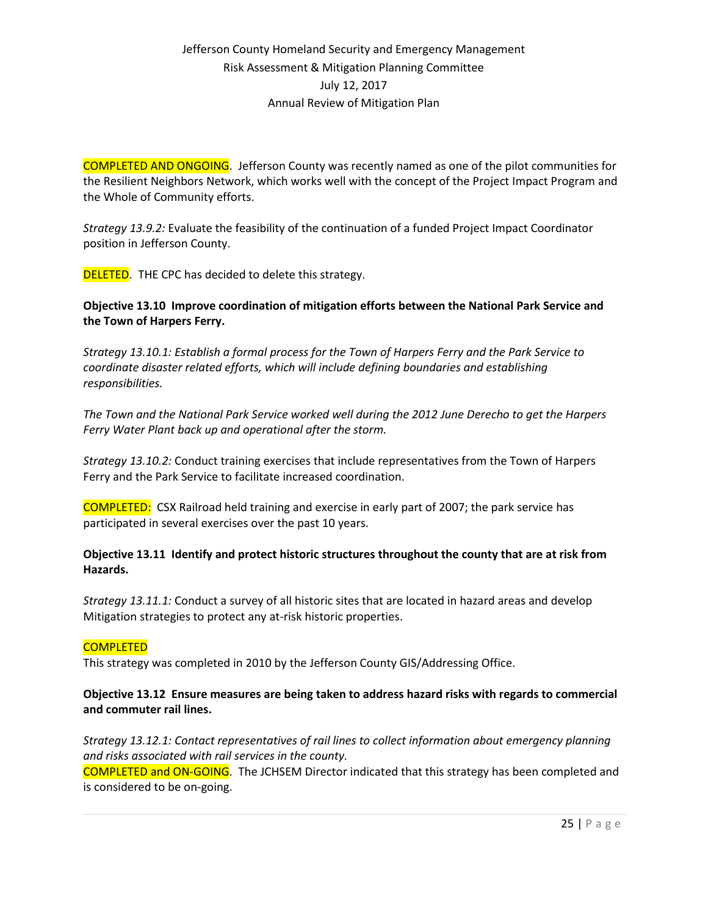COMPLETED AND ONGOING. Jefferson County was recently named as one of the pilot communities for the Resilient Neighbors Network, which works well with the concept of the Project Impact Program and the Whole of Community efforts.

*Strategy 13.9.2:* Evaluate the feasibility of the continuation of a funded Project Impact Coordinator position in Jefferson County.

DELETED. THE CPC has decided to delete this strategy.

**Objective 13.10 Improve coordination of mitigation efforts between the National Park Service and the Town of Harpers Ferry.**

*Strategy 13.10.1: Establish a formal process for the Town of Harpers Ferry and the Park Service to coordinate disaster related efforts, which will include defining boundaries and establishing responsibilities.*

*The Town and the National Park Service worked well during the 2012 June Derecho to get the Harpers Ferry Water Plant back up and operational after the storm.*

*Strategy 13.10.2:* Conduct training exercises that include representatives from the Town of Harpers Ferry and the Park Service to facilitate increased coordination.

COMPLETED: CSX Railroad held training and exercise in early part of 2007; the park service has participated in several exercises over the past 10 years.

**Objective 13.11 Identify and protect historic structures throughout the county that are at risk from Hazards.**

*Strategy 13.11.1:* Conduct a survey of all historic sites that are located in hazard areas and develop Mitigation strategies to protect any at-risk historic properties.

COMPLETED
This strategy was completed in 2010 by the Jefferson County GIS/Addressing Office.

**Objective 13.12 Ensure measures are being taken to address hazard risks with regards to commercial and commuter rail lines.**

*Strategy 13.12.1: Contact representatives of rail lines to collect information about emergency planning and risks associated with rail services in the county.*
COMPLETED and ON-GOING. The JCHSEM Director indicated that this strategy has been completed and is considered to be on-going.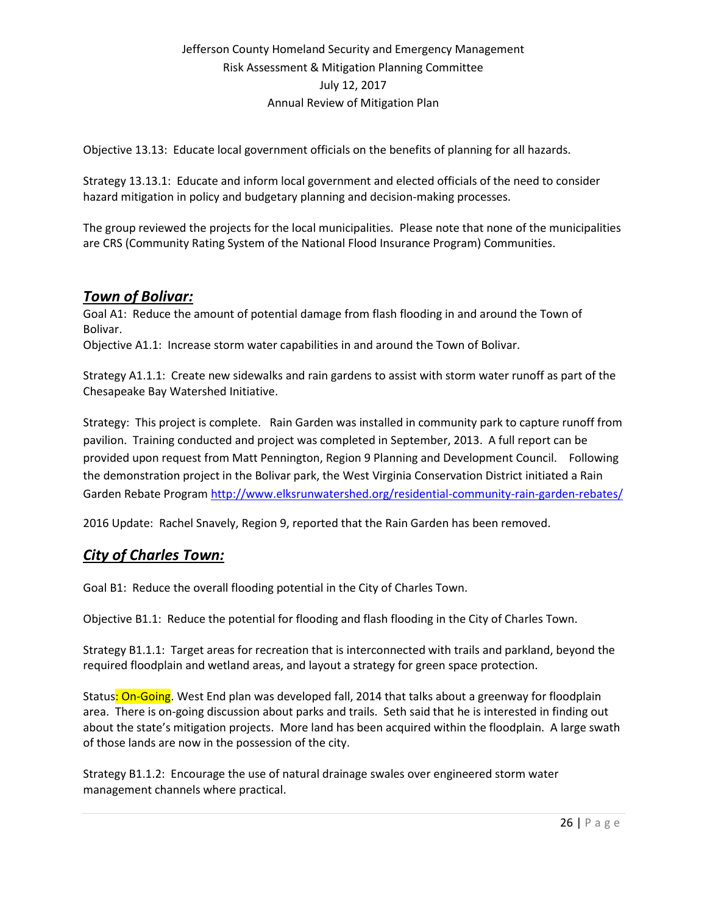Objective 13.13: Educate local government officials on the benefits of planning for all hazards.

Strategy 13.13.1: Educate and inform local government and elected officials of the need to consider hazard mitigation in policy and budgetary planning and decision-making processes.

The group reviewed the projects for the local municipalities. Please note that none of the municipalities are CRS (Community Rating System of the National Flood Insurance Program) Communities.

## ***Town of Bolivar:***

Goal A1: Reduce the amount of potential damage from flash flooding in and around the Town of Bolivar.

Objective A1.1: Increase storm water capabilities in and around the Town of Bolivar.

Strategy A1.1.1: Create new sidewalks and rain gardens to assist with storm water runoff as part of the Chesapeake Bay Watershed Initiative.

Strategy: This project is complete. Rain Garden was installed in community park to capture runoff from pavilion. Training conducted and project was completed in September, 2013. A full report can be provided upon request from Matt Pennington, Region 9 Planning and Development Council. Following the demonstration project in the Bolivar park, the West Virginia Conservation District initiated a Rain Garden Rebate Program http://www.elksrunwatershed.org/residential-community-rain-garden-rebates/

2016 Update: Rachel Snavely, Region 9, reported that the Rain Garden has been removed.

## ***City of Charles Town:***

Goal B1: Reduce the overall flooding potential in the City of Charles Town.

Objective B1.1: Reduce the potential for flooding and flash flooding in the City of Charles Town.

Strategy B1.1.1: Target areas for recreation that is interconnected with trails and parkland, beyond the required floodplain and wetland areas, and layout a strategy for green space protection.

Status: On-Going. West End plan was developed fall, 2014 that talks about a greenway for floodplain area. There is on-going discussion about parks and trails. Seth said that he is interested in finding out about the state's mitigation projects. More land has been acquired within the floodplain. A large swath of those lands are now in the possession of the city.

Strategy B1.1.2: Encourage the use of natural drainage swales over engineered storm water management channels where practical.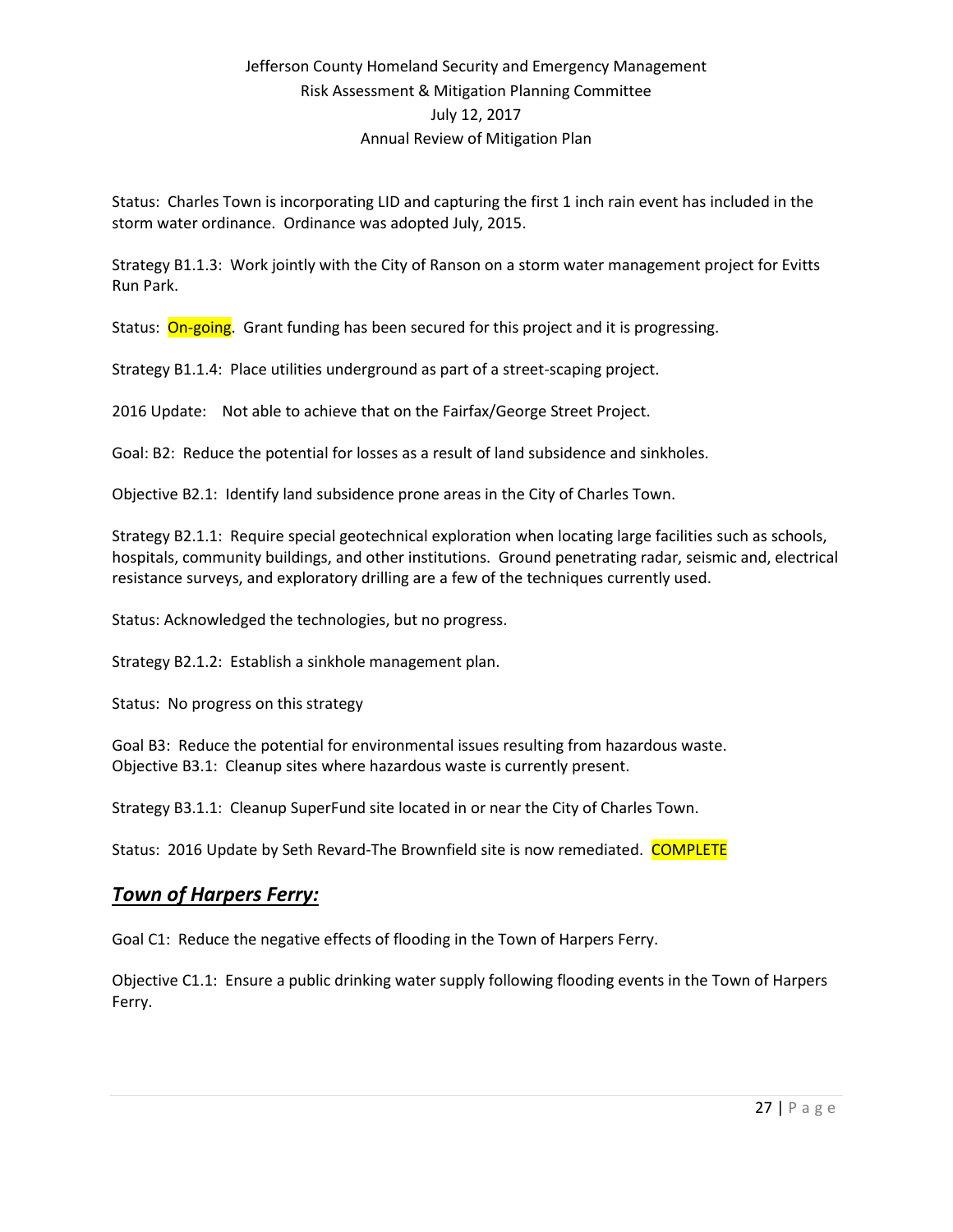Status: Charles Town is incorporating LID and capturing the first 1 inch rain event has included in the storm water ordinance. Ordinance was adopted July, 2015.

Strategy B1.1.3: Work jointly with the City of Ranson on a storm water management project for Evitts Run Park.

Status: On-going. Grant funding has been secured for this project and it is progressing.

Strategy B1.1.4: Place utilities underground as part of a street-scaping project.

2016 Update: Not able to achieve that on the Fairfax/George Street Project.

Goal: B2: Reduce the potential for losses as a result of land subsidence and sinkholes.

Objective B2.1: Identify land subsidence prone areas in the City of Charles Town.

Strategy B2.1.1: Require special geotechnical exploration when locating large facilities such as schools, hospitals, community buildings, and other institutions. Ground penetrating radar, seismic and, electrical resistance surveys, and exploratory drilling are a few of the techniques currently used.

Status: Acknowledged the technologies, but no progress.

Strategy B2.1.2: Establish a sinkhole management plan.

Status: No progress on this strategy

Goal B3: Reduce the potential for environmental issues resulting from hazardous waste.
Objective B3.1: Cleanup sites where hazardous waste is currently present.

Strategy B3.1.1: Cleanup SuperFund site located in or near the City of Charles Town.

Status: 2016 Update by Seth Revard-The Brownfield site is now remediated. COMPLETE

## ***Town of Harpers Ferry:***

Goal C1: Reduce the negative effects of flooding in the Town of Harpers Ferry.

Objective C1.1: Ensure a public drinking water supply following flooding events in the Town of Harpers Ferry.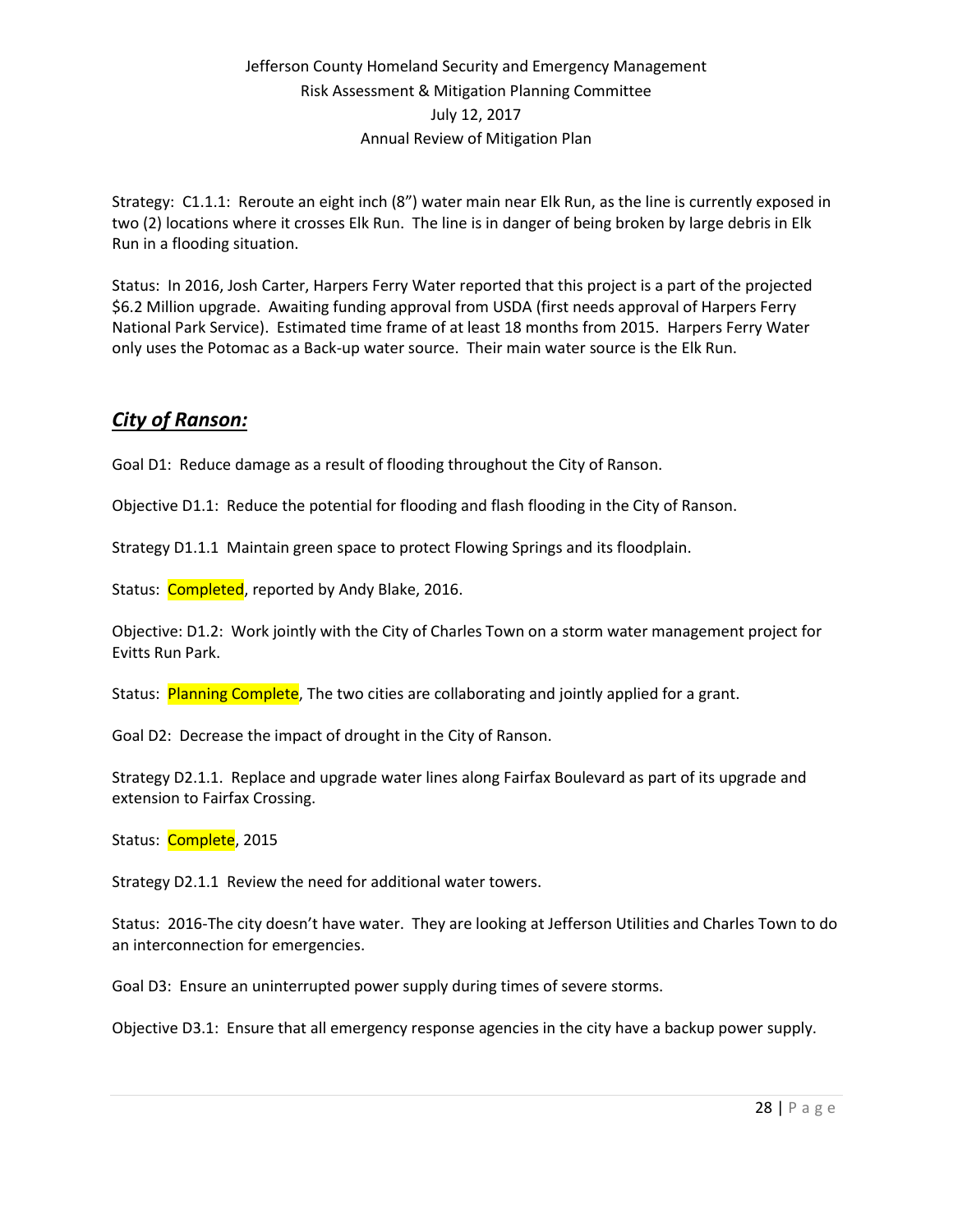Strategy: C1.1.1: Reroute an eight inch (8") water main near Elk Run, as the line is currently exposed in two (2) locations where it crosses Elk Run. The line is in danger of being broken by large debris in Elk Run in a flooding situation.

Status: In 2016, Josh Carter, Harpers Ferry Water reported that this project is a part of the projected $6.2 Million upgrade. Awaiting funding approval from USDA (first needs approval of Harpers Ferry National Park Service). Estimated time frame of at least 18 months from 2015. Harpers Ferry Water only uses the Potomac as a Back-up water source. Their main water source is the Elk Run.

## ***City of Ranson:***

Goal D1: Reduce damage as a result of flooding throughout the City of Ranson.

Objective D1.1: Reduce the potential for flooding and flash flooding in the City of Ranson.

Strategy D1.1.1 Maintain green space to protect Flowing Springs and its floodplain.

Status: Completed, reported by Andy Blake, 2016.

Objective: D1.2: Work jointly with the City of Charles Town on a storm water management project for Evitts Run Park.

Status: Planning Complete, The two cities are collaborating and jointly applied for a grant.

Goal D2: Decrease the impact of drought in the City of Ranson.

Strategy D2.1.1. Replace and upgrade water lines along Fairfax Boulevard as part of its upgrade and extension to Fairfax Crossing.

Status: Complete, 2015

Strategy D2.1.1 Review the need for additional water towers.

Status: 2016-The city doesn't have water. They are looking at Jefferson Utilities and Charles Town to do an interconnection for emergencies.

Goal D3: Ensure an uninterrupted power supply during times of severe storms.

Objective D3.1: Ensure that all emergency response agencies in the city have a backup power supply.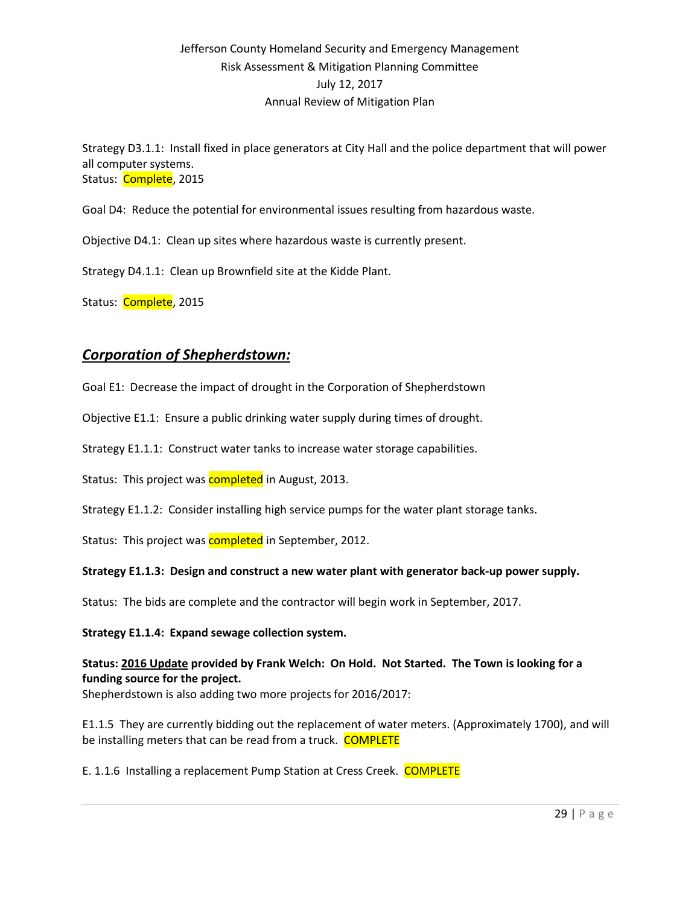Strategy D3.1.1: Install fixed in place generators at City Hall and the police department that will power all computer systems.
Status: Complete, 2015

Goal D4: Reduce the potential for environmental issues resulting from hazardous waste.

Objective D4.1: Clean up sites where hazardous waste is currently present.

Strategy D4.1.1: Clean up Brownfield site at the Kidde Plant.

Status: Complete, 2015

## ***Corporation of Shepherdstown:***

Goal E1: Decrease the impact of drought in the Corporation of Shepherdstown

Objective E1.1: Ensure a public drinking water supply during times of drought.

Strategy E1.1.1: Construct water tanks to increase water storage capabilities.

Status: This project was completed in August, 2013.

Strategy E1.1.2: Consider installing high service pumps for the water plant storage tanks.

Status: This project was completed in September, 2012.

**Strategy E1.1.3: Design and construct a new water plant with generator back-up power supply.**

Status: The bids are complete and the contractor will begin work in September, 2017.

**Strategy E1.1.4: Expand sewage collection system.**

**Status: 2016 Update provided by Frank Welch: On Hold. Not Started. The Town is looking for a funding source for the project.**
Shepherdstown is also adding two more projects for 2016/2017:

E1.1.5 They are currently bidding out the replacement of water meters. (Approximately 1700), and will be installing meters that can be read from a truck. COMPLETE

E. 1.1.6 Installing a replacement Pump Station at Cress Creek. COMPLETE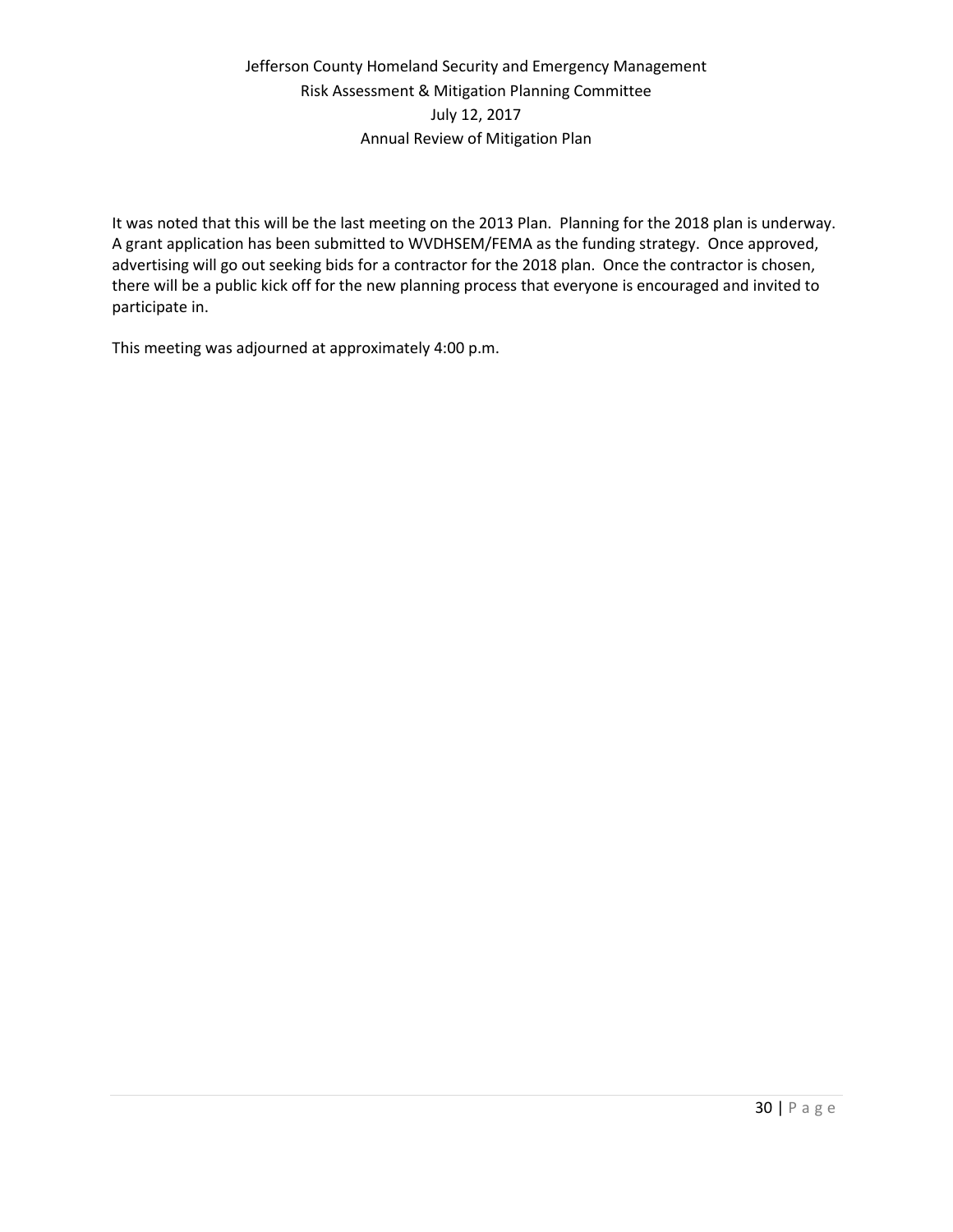Jefferson County Homeland Security and Emergency Management
Risk Assessment & Mitigation Planning Committee
July 12, 2017
Annual Review of Mitigation Plan

It was noted that this will be the last meeting on the 2013 Plan. Planning for the 2018 plan is underway. A grant application has been submitted to WVDHSEM/FEMA as the funding strategy. Once approved, advertising will go out seeking bids for a contractor for the 2018 plan. Once the contractor is chosen, there will be a public kick off for the new planning process that everyone is encouraged and invited to participate in.

This meeting was adjourned at approximately 4:00 p.m.